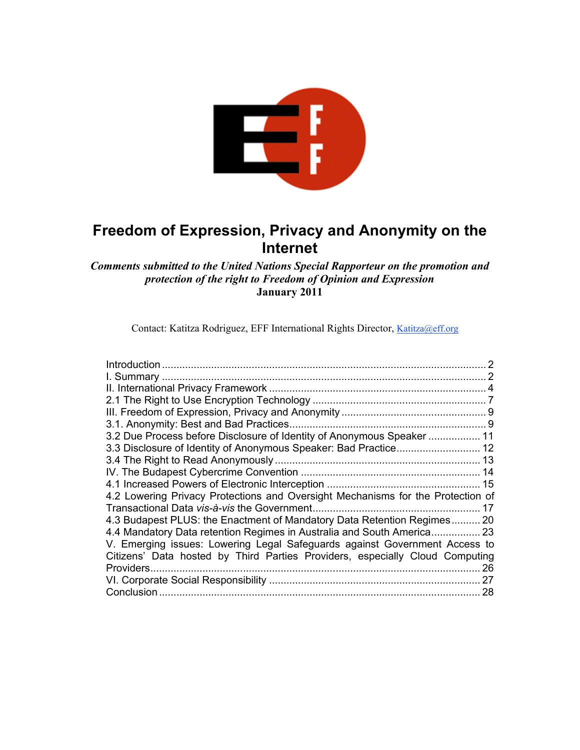# Freedom of Expression, Privacy and Anonymity on the Internet

***Comments submitted to the United Nations Special Rapporteur on the promotion and protection of the right to Freedom of Opinion and Expression***
**January 2011**

Contact: Katitza Rodriguez, EFF International Rights Director, Katitza@eff.org

- Introduction ........ 2
- I. Summary ........ 2
- II. International Privacy Framework ........ 4
- 2.1 The Right to Use Encryption Technology ........ 7
- III. Freedom of Expression, Privacy and Anonymity ........ 9
- 3.1. Anonymity: Best and Bad Practices ........ 9
- 3.2 Due Process before Disclosure of Identity of Anonymous Speaker ........ 11
- 3.3 Disclosure of Identity of Anonymous Speaker: Bad Practice ........ 12
- 3.4 The Right to Read Anonymously ........ 13
- IV. The Budapest Cybercrime Convention ........ 14
- 4.1 Increased Powers of Electronic Interception ........ 15
- 4.2 Lowering Privacy Protections and Oversight Mechanisms for the Protection of Transactional Data *vis-à-vis* the Government ........ 17
- 4.3 Budapest PLUS: the Enactment of Mandatory Data Retention Regimes ........ 20
- 4.4 Mandatory Data retention Regimes in Australia and South America ........ 23
- V. Emerging issues: Lowering Legal Safeguards against Government Access to Citizens' Data hosted by Third Parties Providers, especially Cloud Computing Providers ........ 26
- VI. Corporate Social Responsibility ........ 27
- Conclusion ........ 28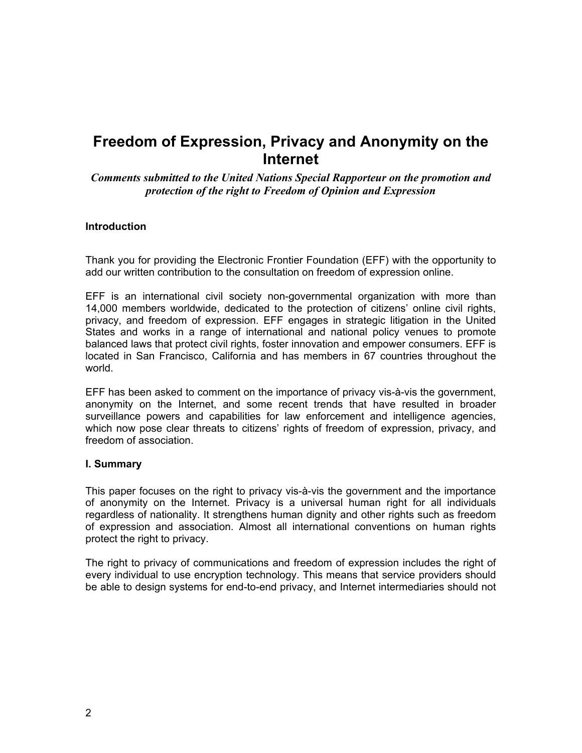# Freedom of Expression, Privacy and Anonymity on the Internet

***Comments submitted to the United Nations Special Rapporteur on the promotion and protection of the right to Freedom of Opinion and Expression***

## Introduction

Thank you for providing the Electronic Frontier Foundation (EFF) with the opportunity to add our written contribution to the consultation on freedom of expression online.

EFF is an international civil society non-governmental organization with more than 14,000 members worldwide, dedicated to the protection of citizens' online civil rights, privacy, and freedom of expression. EFF engages in strategic litigation in the United States and works in a range of international and national policy venues to promote balanced laws that protect civil rights, foster innovation and empower consumers. EFF is located in San Francisco, California and has members in 67 countries throughout the world.

EFF has been asked to comment on the importance of privacy vis-à-vis the government, anonymity on the Internet, and some recent trends that have resulted in broader surveillance powers and capabilities for law enforcement and intelligence agencies, which now pose clear threats to citizens' rights of freedom of expression, privacy, and freedom of association.

## I. Summary

This paper focuses on the right to privacy vis-à-vis the government and the importance of anonymity on the Internet. Privacy is a universal human right for all individuals regardless of nationality. It strengthens human dignity and other rights such as freedom of expression and association. Almost all international conventions on human rights protect the right to privacy.

The right to privacy of communications and freedom of expression includes the right of every individual to use encryption technology. This means that service providers should be able to design systems for end-to-end privacy, and Internet intermediaries should not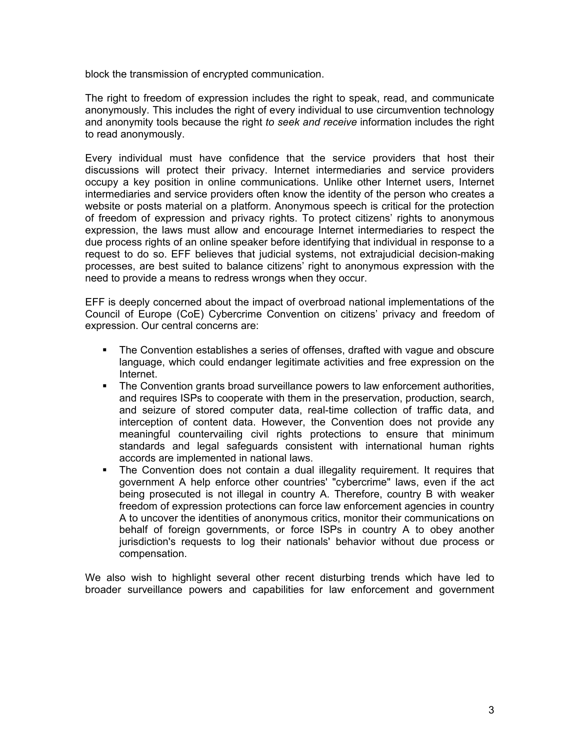block the transmission of encrypted communication.

The right to freedom of expression includes the right to speak, read, and communicate anonymously. This includes the right of every individual to use circumvention technology and anonymity tools because the right *to seek and receive* information includes the right to read anonymously.

Every individual must have confidence that the service providers that host their discussions will protect their privacy. Internet intermediaries and service providers occupy a key position in online communications. Unlike other Internet users, Internet intermediaries and service providers often know the identity of the person who creates a website or posts material on a platform. Anonymous speech is critical for the protection of freedom of expression and privacy rights. To protect citizens' rights to anonymous expression, the laws must allow and encourage Internet intermediaries to respect the due process rights of an online speaker before identifying that individual in response to a request to do so. EFF believes that judicial systems, not extrajudicial decision-making processes, are best suited to balance citizens' right to anonymous expression with the need to provide a means to redress wrongs when they occur.

EFF is deeply concerned about the impact of overbroad national implementations of the Council of Europe (CoE) Cybercrime Convention on citizens' privacy and freedom of expression. Our central concerns are:

- The Convention establishes a series of offenses, drafted with vague and obscure language, which could endanger legitimate activities and free expression on the Internet.
- The Convention grants broad surveillance powers to law enforcement authorities, and requires ISPs to cooperate with them in the preservation, production, search, and seizure of stored computer data, real-time collection of traffic data, and interception of content data. However, the Convention does not provide any meaningful countervailing civil rights protections to ensure that minimum standards and legal safeguards consistent with international human rights accords are implemented in national laws.
- The Convention does not contain a dual illegality requirement. It requires that government A help enforce other countries' "cybercrime" laws, even if the act being prosecuted is not illegal in country A. Therefore, country B with weaker freedom of expression protections can force law enforcement agencies in country A to uncover the identities of anonymous critics, monitor their communications on behalf of foreign governments, or force ISPs in country A to obey another jurisdiction's requests to log their nationals' behavior without due process or compensation.

We also wish to highlight several other recent disturbing trends which have led to broader surveillance powers and capabilities for law enforcement and government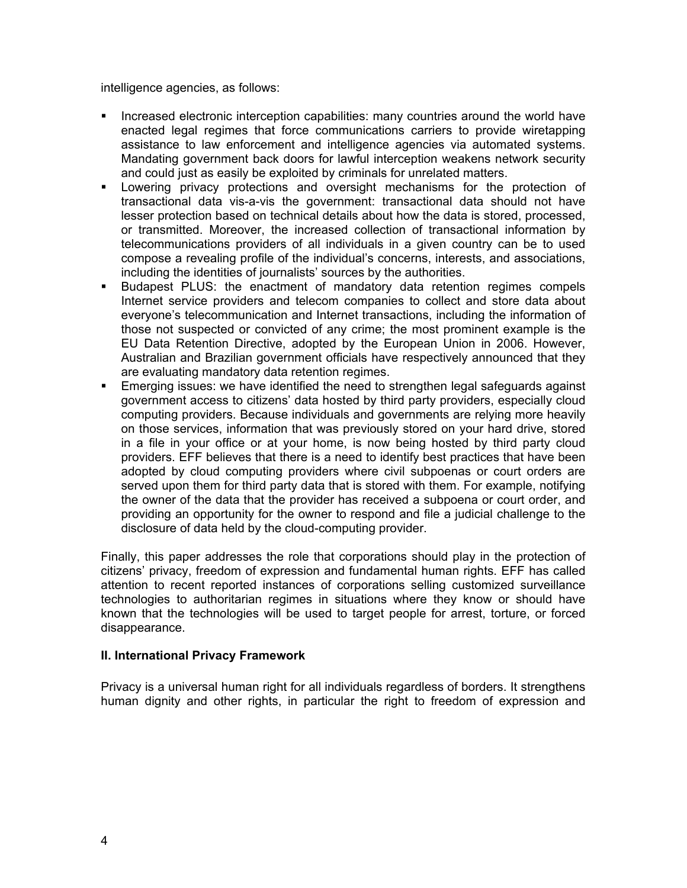intelligence agencies, as follows:

- Increased electronic interception capabilities: many countries around the world have enacted legal regimes that force communications carriers to provide wiretapping assistance to law enforcement and intelligence agencies via automated systems. Mandating government back doors for lawful interception weakens network security and could just as easily be exploited by criminals for unrelated matters.
- Lowering privacy protections and oversight mechanisms for the protection of transactional data vis-a-vis the government: transactional data should not have lesser protection based on technical details about how the data is stored, processed, or transmitted. Moreover, the increased collection of transactional information by telecommunications providers of all individuals in a given country can be to used compose a revealing profile of the individual's concerns, interests, and associations, including the identities of journalists' sources by the authorities.
- Budapest PLUS: the enactment of mandatory data retention regimes compels Internet service providers and telecom companies to collect and store data about everyone's telecommunication and Internet transactions, including the information of those not suspected or convicted of any crime; the most prominent example is the EU Data Retention Directive, adopted by the European Union in 2006. However, Australian and Brazilian government officials have respectively announced that they are evaluating mandatory data retention regimes.
- Emerging issues: we have identified the need to strengthen legal safeguards against government access to citizens' data hosted by third party providers, especially cloud computing providers. Because individuals and governments are relying more heavily on those services, information that was previously stored on your hard drive, stored in a file in your office or at your home, is now being hosted by third party cloud providers. EFF believes that there is a need to identify best practices that have been adopted by cloud computing providers where civil subpoenas or court orders are served upon them for third party data that is stored with them. For example, notifying the owner of the data that the provider has received a subpoena or court order, and providing an opportunity for the owner to respond and file a judicial challenge to the disclosure of data held by the cloud-computing provider.

Finally, this paper addresses the role that corporations should play in the protection of citizens' privacy, freedom of expression and fundamental human rights. EFF has called attention to recent reported instances of corporations selling customized surveillance technologies to authoritarian regimes in situations where they know or should have known that the technologies will be used to target people for arrest, torture, or forced disappearance.

## II. International Privacy Framework

Privacy is a universal human right for all individuals regardless of borders. It strengthens human dignity and other rights, in particular the right to freedom of expression and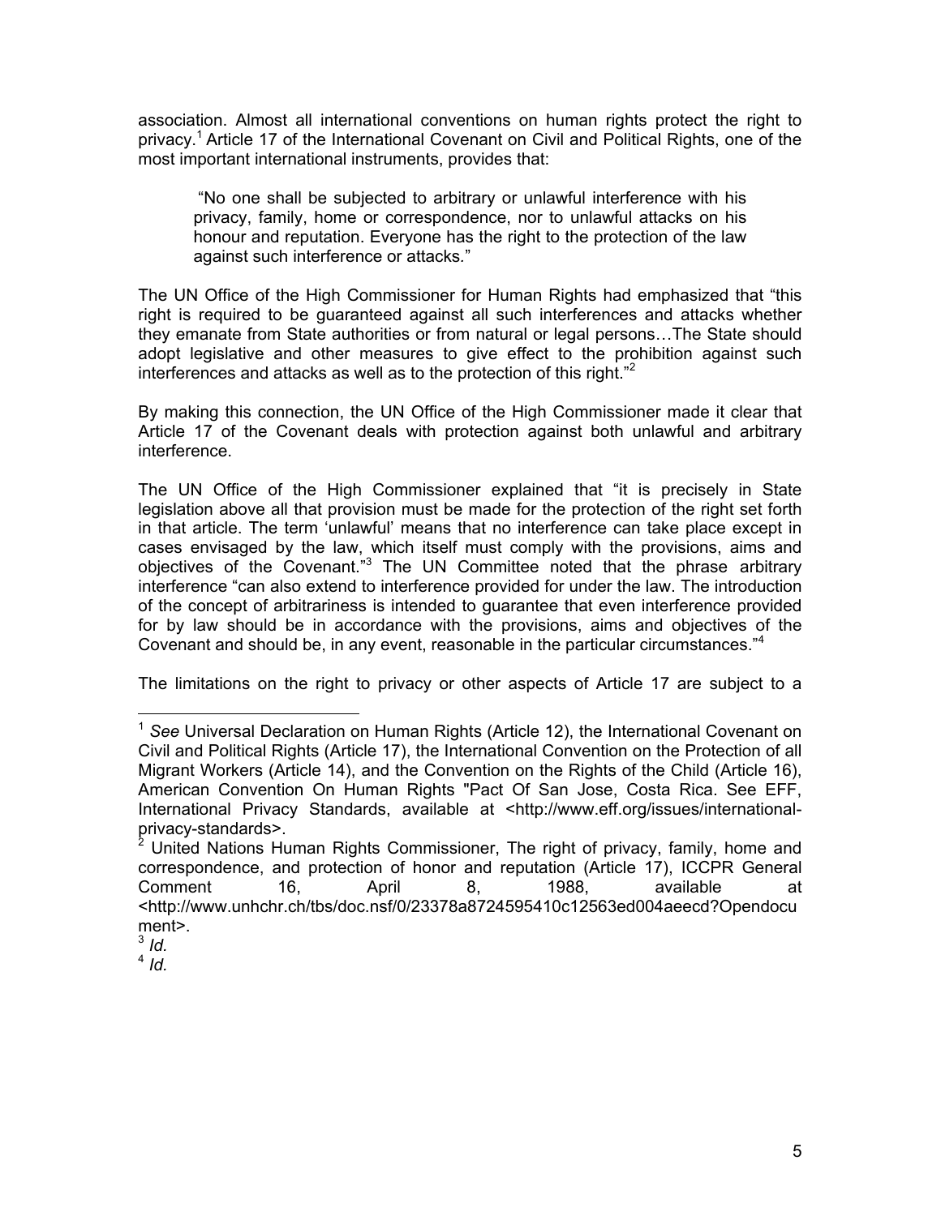association. Almost all international conventions on human rights protect the right to privacy.[1] Article 17 of the International Covenant on Civil and Political Rights, one of the most important international instruments, provides that:

> "No one shall be subjected to arbitrary or unlawful interference with his privacy, family, home or correspondence, nor to unlawful attacks on his honour and reputation. Everyone has the right to the protection of the law against such interference or attacks."

The UN Office of the High Commissioner for Human Rights had emphasized that "this right is required to be guaranteed against all such interferences and attacks whether they emanate from State authorities or from natural or legal persons…The State should adopt legislative and other measures to give effect to the prohibition against such interferences and attacks as well as to the protection of this right."[2]

By making this connection, the UN Office of the High Commissioner made it clear that Article 17 of the Covenant deals with protection against both unlawful and arbitrary interference.

The UN Office of the High Commissioner explained that "it is precisely in State legislation above all that provision must be made for the protection of the right set forth in that article. The term 'unlawful' means that no interference can take place except in cases envisaged by the law, which itself must comply with the provisions, aims and objectives of the Covenant."[3] The UN Committee noted that the phrase arbitrary interference "can also extend to interference provided for under the law. The introduction of the concept of arbitrariness is intended to guarantee that even interference provided for by law should be in accordance with the provisions, aims and objectives of the Covenant and should be, in any event, reasonable in the particular circumstances."[4]

The limitations on the right to privacy or other aspects of Article 17 are subject to a

---

[1] *See* Universal Declaration on Human Rights (Article 12), the International Covenant on Civil and Political Rights (Article 17), the International Convention on the Protection of all Migrant Workers (Article 14), and the Convention on the Rights of the Child (Article 16), American Convention On Human Rights "Pact Of San Jose, Costa Rica. See EFF, International Privacy Standards, available at <http://www.eff.org/issues/international-privacy-standards>.

[2] United Nations Human Rights Commissioner, The right of privacy, family, home and correspondence, and protection of honor and reputation (Article 17), ICCPR General Comment 16, April 8, 1988, available at <http://www.unhchr.ch/tbs/doc.nsf/0/23378a8724595410c12563ed004aeecd?Opendocument>.

[3] *Id.*

[4] *Id.*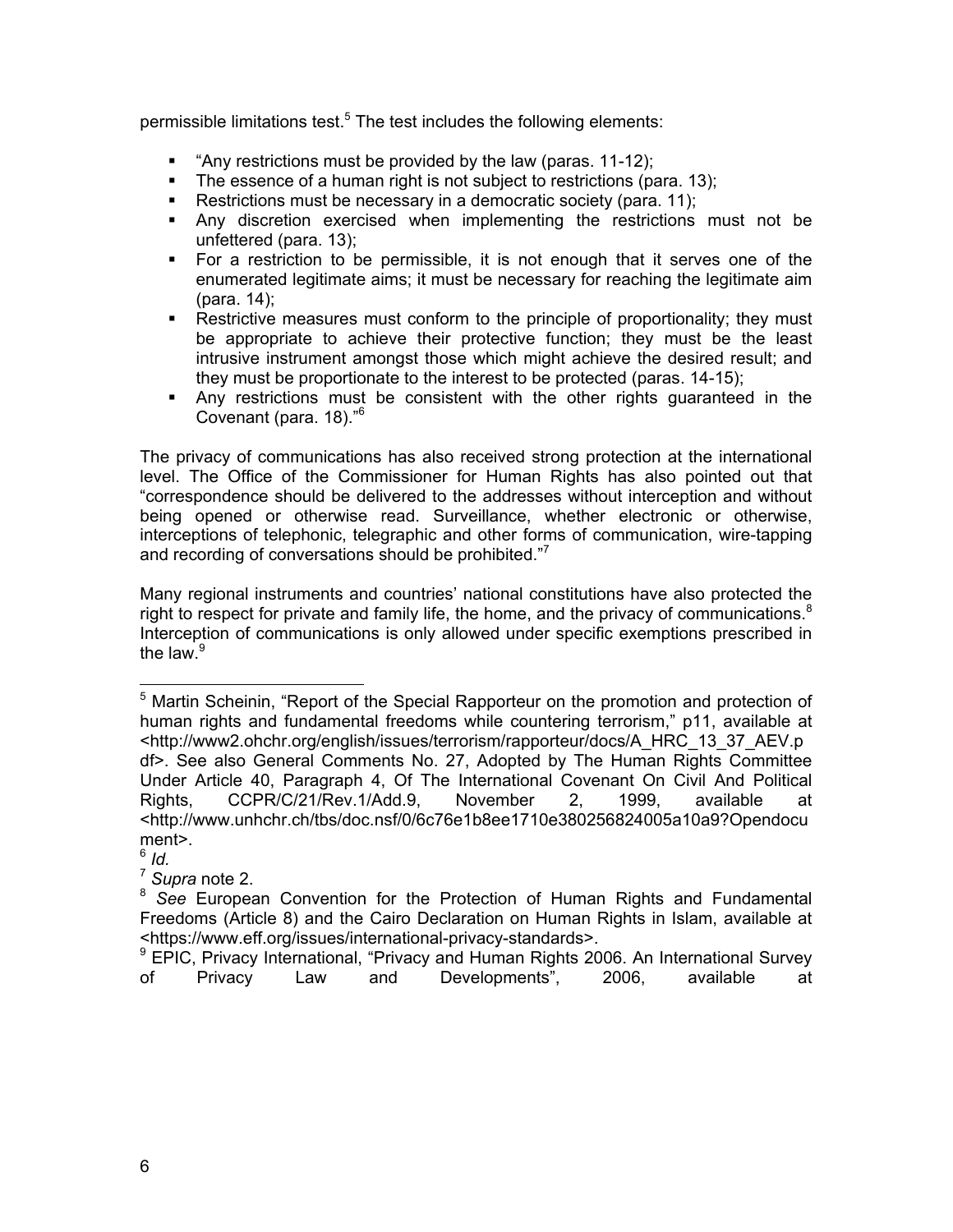permissible limitations test.[5] The test includes the following elements:

- "Any restrictions must be provided by the law (paras. 11-12);
- The essence of a human right is not subject to restrictions (para. 13);
- Restrictions must be necessary in a democratic society (para. 11);
- Any discretion exercised when implementing the restrictions must not be unfettered (para. 13);
- For a restriction to be permissible, it is not enough that it serves one of the enumerated legitimate aims; it must be necessary for reaching the legitimate aim (para. 14);
- Restrictive measures must conform to the principle of proportionality; they must be appropriate to achieve their protective function; they must be the least intrusive instrument amongst those which might achieve the desired result; and they must be proportionate to the interest to be protected (paras. 14-15);
- Any restrictions must be consistent with the other rights guaranteed in the Covenant (para. 18)."[6]

The privacy of communications has also received strong protection at the international level. The Office of the Commissioner for Human Rights has also pointed out that "correspondence should be delivered to the addresses without interception and without being opened or otherwise read. Surveillance, whether electronic or otherwise, interceptions of telephonic, telegraphic and other forms of communication, wire-tapping and recording of conversations should be prohibited."[7]

Many regional instruments and countries' national constitutions have also protected the right to respect for private and family life, the home, and the privacy of communications.[8] Interception of communications is only allowed under specific exemptions prescribed in the law.[9]

---

[5] Martin Scheinin, "Report of the Special Rapporteur on the promotion and protection of human rights and fundamental freedoms while countering terrorism," p11, available at <http://www2.ohchr.org/english/issues/terrorism/rapporteur/docs/A_HRC_13_37_AEV.pdf>. See also General Comments No. 27, Adopted by The Human Rights Committee Under Article 40, Paragraph 4, Of The International Covenant On Civil And Political Rights, CCPR/C/21/Rev.1/Add.9, November 2, 1999, available at <http://www.unhchr.ch/tbs/doc.nsf/0/6c76e1b8ee1710e380256824005a10a9?Opendocument>.

[6] *Id.*

[7] *Supra* note 2.

[8] *See* European Convention for the Protection of Human Rights and Fundamental Freedoms (Article 8) and the Cairo Declaration on Human Rights in Islam, available at <https://www.eff.org/issues/international-privacy-standards>.

[9] EPIC, Privacy International, "Privacy and Human Rights 2006. An International Survey of Privacy Law and Developments", 2006, available at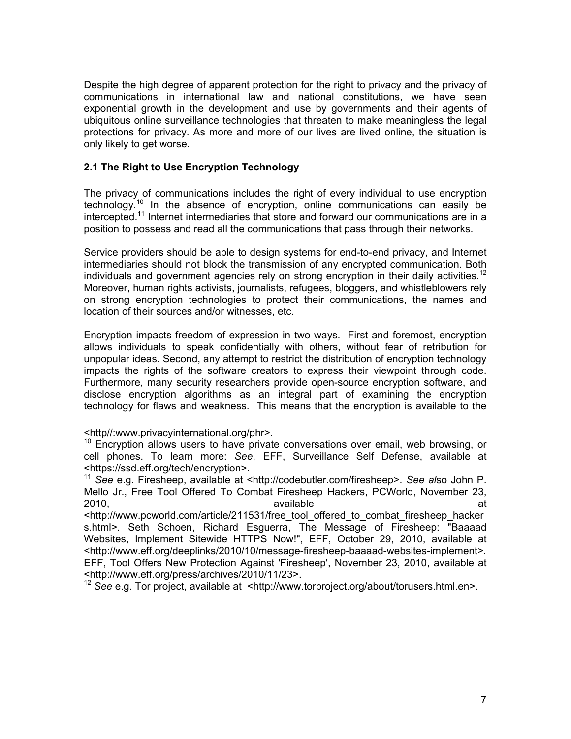Despite the high degree of apparent protection for the right to privacy and the privacy of communications in international law and national constitutions, we have seen exponential growth in the development and use by governments and their agents of ubiquitous online surveillance technologies that threaten to make meaningless the legal protections for privacy. As more and more of our lives are lived online, the situation is only likely to get worse.

### 2.1 The Right to Use Encryption Technology

The privacy of communications includes the right of every individual to use encryption technology.[10] In the absence of encryption, online communications can easily be intercepted.[11] Internet intermediaries that store and forward our communications are in a position to possess and read all the communications that pass through their networks.

Service providers should be able to design systems for end-to-end privacy, and Internet intermediaries should not block the transmission of any encrypted communication. Both individuals and government agencies rely on strong encryption in their daily activities.[12] Moreover, human rights activists, journalists, refugees, bloggers, and whistleblowers rely on strong encryption technologies to protect their communications, the names and location of their sources and/or witnesses, etc.

Encryption impacts freedom of expression in two ways. First and foremost, encryption allows individuals to speak confidentially with others, without fear of retribution for unpopular ideas. Second, any attempt to restrict the distribution of encryption technology impacts the rights of the software creators to express their viewpoint through code. Furthermore, many security researchers provide open-source encryption software, and disclose encryption algorithms as an integral part of examining the encryption technology for flaws and weakness. This means that the encryption is available to the

---

<http//:www.privacyinternational.org/phr>.

[10] Encryption allows users to have private conversations over email, web browsing, or cell phones. To learn more: *See*, EFF, Surveillance Self Defense, available at <https://ssd.eff.org/tech/encryption>.

[11] *See* e.g. Firesheep, available at <http://codebutler.com/firesheep>. *See al*so John P. Mello Jr., Free Tool Offered To Combat Firesheep Hackers, PCWorld, November 23, 2010, available at <http://www.pcworld.com/article/211531/free_tool_offered_to_combat_firesheep_hackers.html>. Seth Schoen, Richard Esguerra, The Message of Firesheep: "Baaaad Websites, Implement Sitewide HTTPS Now!", EFF, October 29, 2010, available at <http://www.eff.org/deeplinks/2010/10/message-firesheep-baaaad-websites-implement>. EFF, Tool Offers New Protection Against 'Firesheep', November 23, 2010, available at <http://www.eff.org/press/archives/2010/11/23>.

[12] *See* e.g. Tor project, available at <http://www.torproject.org/about/torusers.html.en>.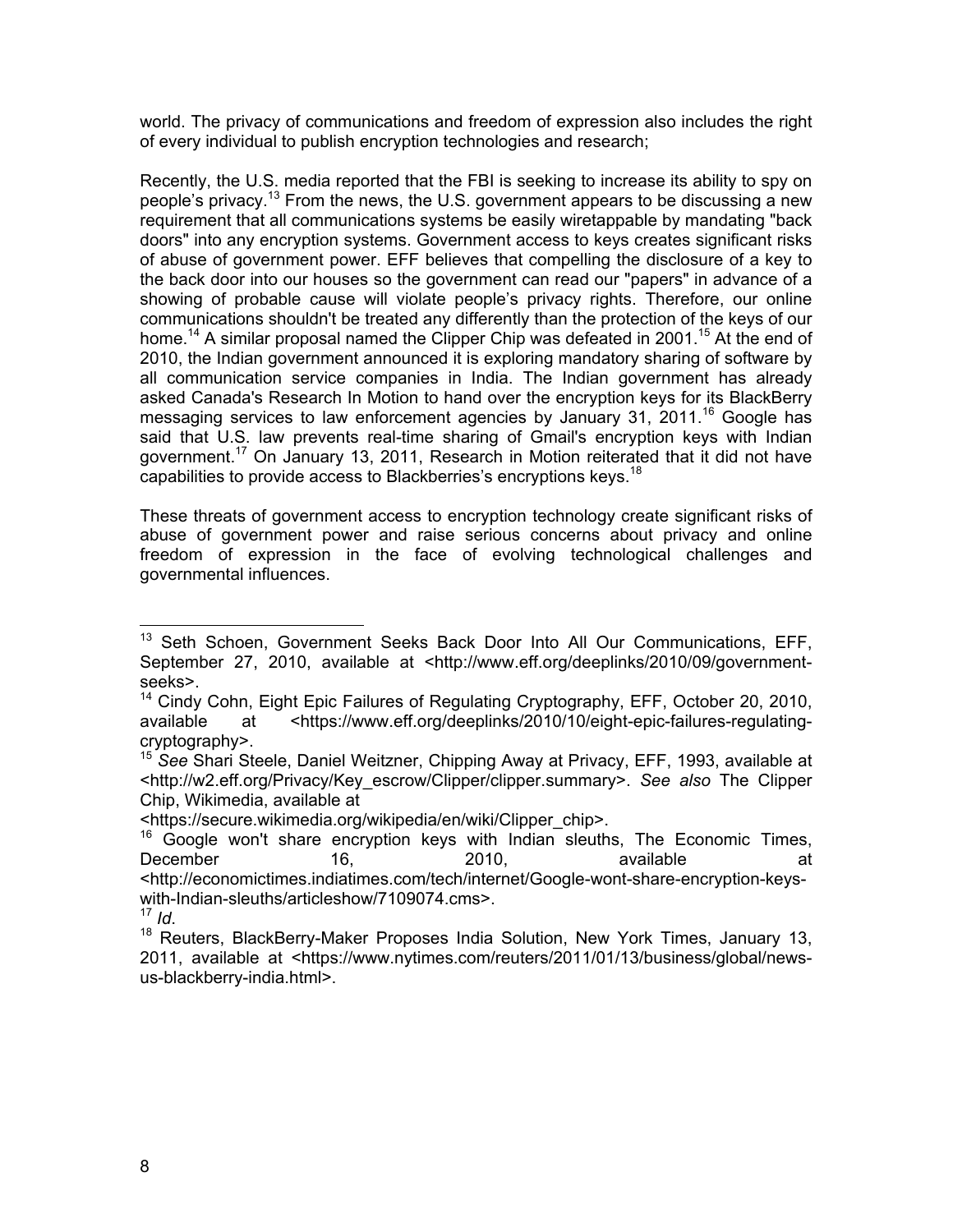world. The privacy of communications and freedom of expression also includes the right of every individual to publish encryption technologies and research;

Recently, the U.S. media reported that the FBI is seeking to increase its ability to spy on people's privacy.[13] From the news, the U.S. government appears to be discussing a new requirement that all communications systems be easily wiretappable by mandating "back doors" into any encryption systems. Government access to keys creates significant risks of abuse of government power. EFF believes that compelling the disclosure of a key to the back door into our houses so the government can read our "papers" in advance of a showing of probable cause will violate people's privacy rights. Therefore, our online communications shouldn't be treated any differently than the protection of the keys of our home.[14] A similar proposal named the Clipper Chip was defeated in 2001.[15] At the end of 2010, the Indian government announced it is exploring mandatory sharing of software by all communication service companies in India. The Indian government has already asked Canada's Research In Motion to hand over the encryption keys for its BlackBerry messaging services to law enforcement agencies by January 31, 2011.[16] Google has said that U.S. law prevents real-time sharing of Gmail's encryption keys with Indian government.[17] On January 13, 2011, Research in Motion reiterated that it did not have capabilities to provide access to Blackberries's encryptions keys.[18]

These threats of government access to encryption technology create significant risks of abuse of government power and raise serious concerns about privacy and online freedom of expression in the face of evolving technological challenges and governmental influences.

---

[13] Seth Schoen, Government Seeks Back Door Into All Our Communications, EFF, September 27, 2010, available at <http://www.eff.org/deeplinks/2010/09/government-seeks>.

[14] Cindy Cohn, Eight Epic Failures of Regulating Cryptography, EFF, October 20, 2010, available at <https://www.eff.org/deeplinks/2010/10/eight-epic-failures-regulating-cryptography>.

[15] *See* Shari Steele, Daniel Weitzner, Chipping Away at Privacy, EFF, 1993, available at <http://w2.eff.org/Privacy/Key_escrow/Clipper/clipper.summary>. *See also* The Clipper Chip, Wikimedia, available at <https://secure.wikimedia.org/wikipedia/en/wiki/Clipper_chip>.

[16] Google won't share encryption keys with Indian sleuths, The Economic Times, December 16, 2010, available at <http://economictimes.indiatimes.com/tech/internet/Google-wont-share-encryption-keys-with-Indian-sleuths/articleshow/7109074.cms>.

[17] *Id*.

[18] Reuters, BlackBerry-Maker Proposes India Solution, New York Times, January 13, 2011, available at <https://www.nytimes.com/reuters/2011/01/13/business/global/news-us-blackberry-india.html>.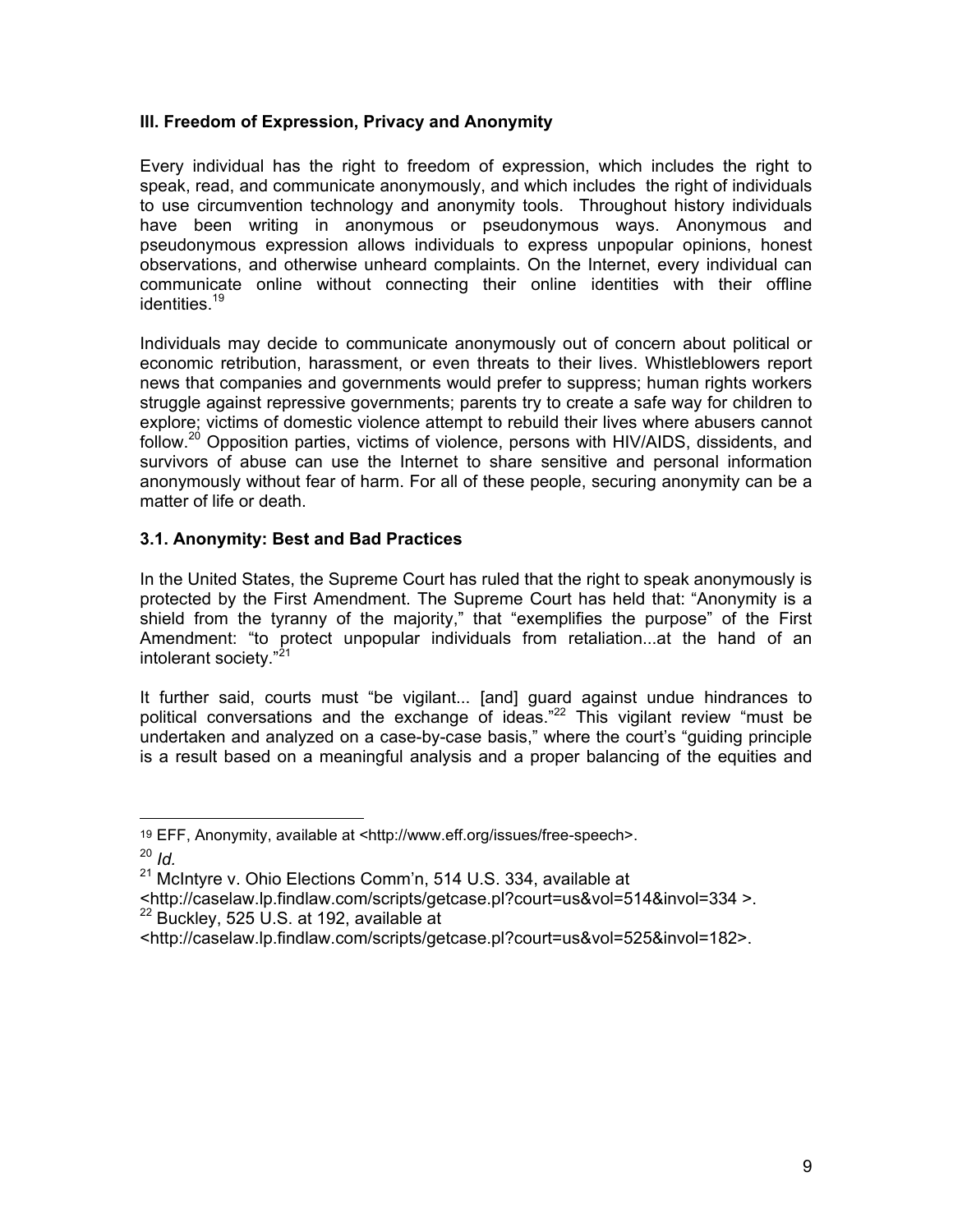### III. Freedom of Expression, Privacy and Anonymity

Every individual has the right to freedom of expression, which includes the right to speak, read, and communicate anonymously, and which includes the right of individuals to use circumvention technology and anonymity tools. Throughout history individuals have been writing in anonymous or pseudonymous ways. Anonymous and pseudonymous expression allows individuals to express unpopular opinions, honest observations, and otherwise unheard complaints. On the Internet, every individual can communicate online without connecting their online identities with their offline identities.[19]

Individuals may decide to communicate anonymously out of concern about political or economic retribution, harassment, or even threats to their lives. Whistleblowers report news that companies and governments would prefer to suppress; human rights workers struggle against repressive governments; parents try to create a safe way for children to explore; victims of domestic violence attempt to rebuild their lives where abusers cannot follow.[20] Opposition parties, victims of violence, persons with HIV/AIDS, dissidents, and survivors of abuse can use the Internet to share sensitive and personal information anonymously without fear of harm. For all of these people, securing anonymity can be a matter of life or death.

#### 3.1. Anonymity: Best and Bad Practices

In the United States, the Supreme Court has ruled that the right to speak anonymously is protected by the First Amendment. The Supreme Court has held that: "Anonymity is a shield from the tyranny of the majority," that "exemplifies the purpose" of the First Amendment: "to protect unpopular individuals from retaliation...at the hand of an intolerant society."[21]

It further said, courts must "be vigilant... [and] guard against undue hindrances to political conversations and the exchange of ideas."[22] This vigilant review "must be undertaken and analyzed on a case-by-case basis," where the court's "guiding principle is a result based on a meaningful analysis and a proper balancing of the equities and

---

[19] EFF, Anonymity, available at <http://www.eff.org/issues/free-speech>.

[20] *Id.*

[21] McIntyre v. Ohio Elections Comm'n, 514 U.S. 334, available at <http://caselaw.lp.findlaw.com/scripts/getcase.pl?court=us&vol=514&invol=334 >.

[22] Buckley, 525 U.S. at 192, available at <http://caselaw.lp.findlaw.com/scripts/getcase.pl?court=us&vol=525&invol=182>.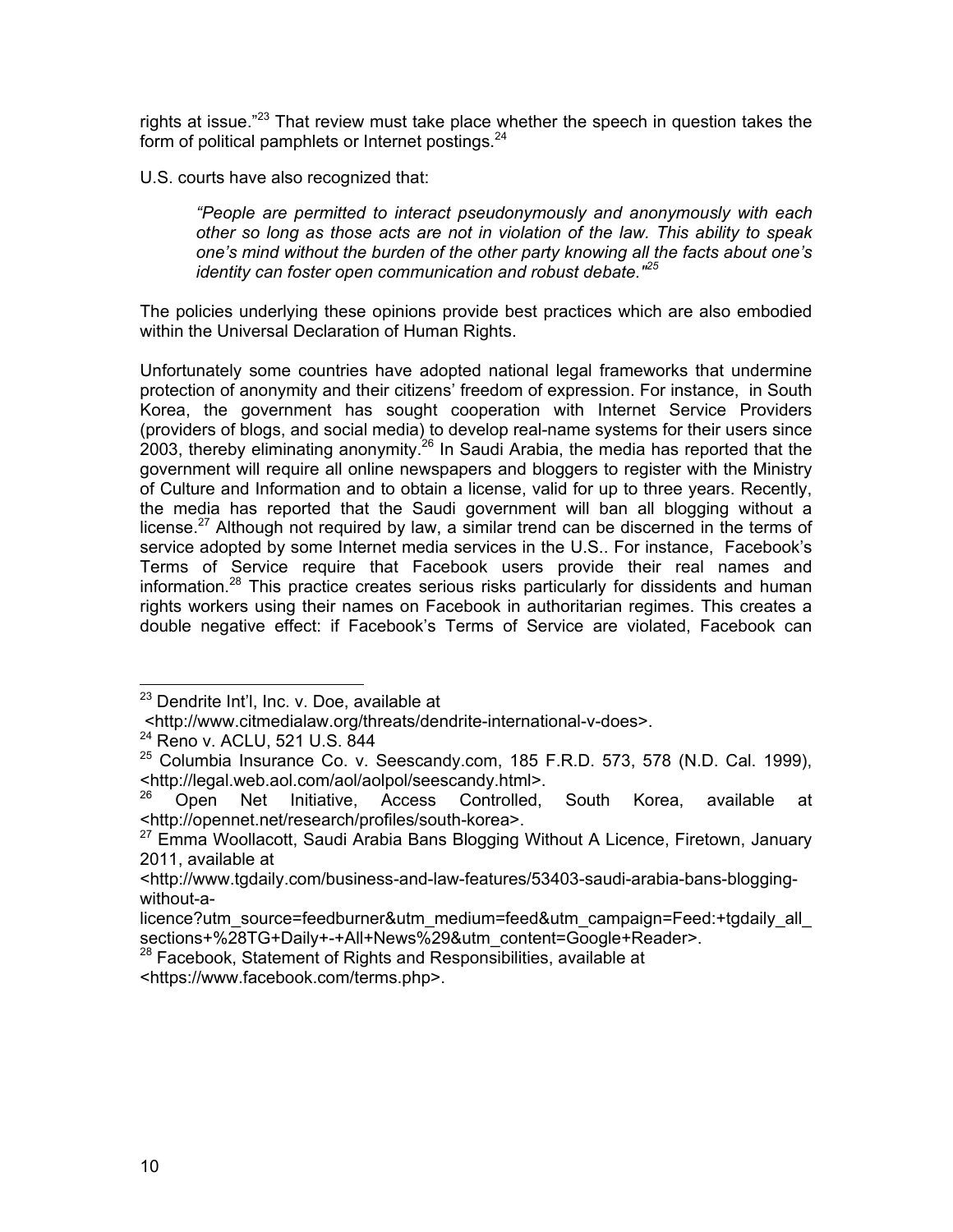rights at issue."[23] That review must take place whether the speech in question takes the form of political pamphlets or Internet postings.[24]

U.S. courts have also recognized that:

> *"People are permitted to interact pseudonymously and anonymously with each other so long as those acts are not in violation of the law. This ability to speak one's mind without the burden of the other party knowing all the facts about one's identity can foster open communication and robust debate."*[25]

The policies underlying these opinions provide best practices which are also embodied within the Universal Declaration of Human Rights.

Unfortunately some countries have adopted national legal frameworks that undermine protection of anonymity and their citizens' freedom of expression. For instance, in South Korea, the government has sought cooperation with Internet Service Providers (providers of blogs, and social media) to develop real-name systems for their users since 2003, thereby eliminating anonymity.[26] In Saudi Arabia, the media has reported that the government will require all online newspapers and bloggers to register with the Ministry of Culture and Information and to obtain a license, valid for up to three years. Recently, the media has reported that the Saudi government will ban all blogging without a license.[27] Although not required by law, a similar trend can be discerned in the terms of service adopted by some Internet media services in the U.S.. For instance, Facebook's Terms of Service require that Facebook users provide their real names and information.[28] This practice creates serious risks particularly for dissidents and human rights workers using their names on Facebook in authoritarian regimes. This creates a double negative effect: if Facebook's Terms of Service are violated, Facebook can

---

[23] Dendrite Int'l, Inc. v. Doe, available at <http://www.citmedialaw.org/threats/dendrite-international-v-does>.

[24] Reno v. ACLU, 521 U.S. 844

[25] Columbia Insurance Co. v. Seescandy.com, 185 F.R.D. 573, 578 (N.D. Cal. 1999), <http://legal.web.aol.com/aol/aolpol/seescandy.html>.

[26] Open Net Initiative, Access Controlled, South Korea, available at <http://opennet.net/research/profiles/south-korea>.

[27] Emma Woollacott, Saudi Arabia Bans Blogging Without A Licence, Firetown, January 2011, available at <http://www.tgdaily.com/business-and-law-features/53403-saudi-arabia-bans-blogging-without-a-licence?utm_source=feedburner&utm_medium=feed&utm_campaign=Feed:+tgdaily_all_sections+%28TG+Daily+-+All+News%29&utm_content=Google+Reader>.

[28] Facebook, Statement of Rights and Responsibilities, available at <https://www.facebook.com/terms.php>.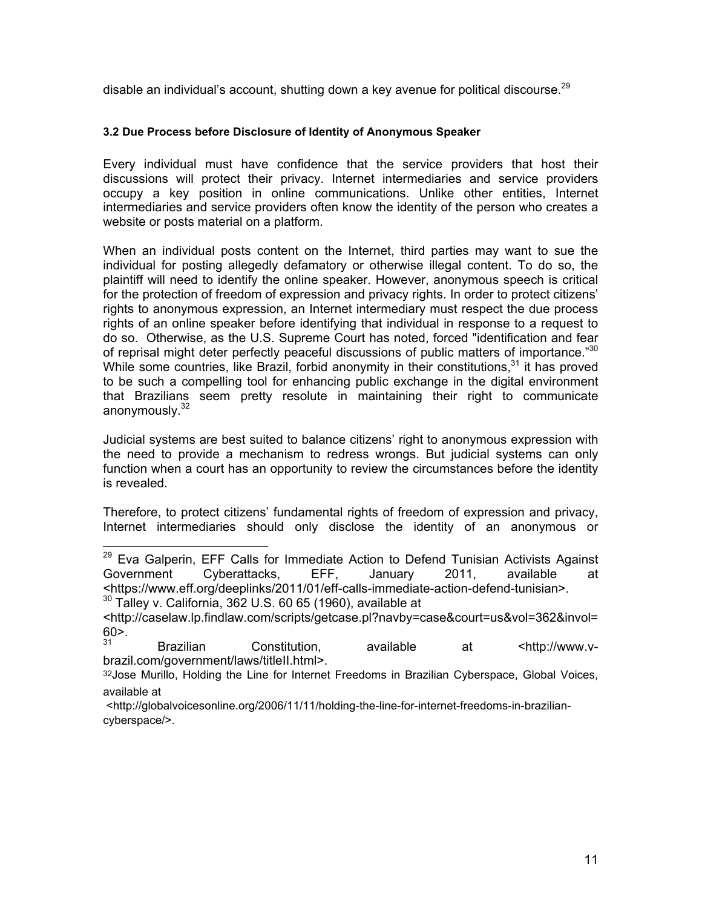disable an individual's account, shutting down a key avenue for political discourse.[29]

#### 3.2 Due Process before Disclosure of Identity of Anonymous Speaker

Every individual must have confidence that the service providers that host their discussions will protect their privacy. Internet intermediaries and service providers occupy a key position in online communications. Unlike other entities, Internet intermediaries and service providers often know the identity of the person who creates a website or posts material on a platform.

When an individual posts content on the Internet, third parties may want to sue the individual for posting allegedly defamatory or otherwise illegal content. To do so, the plaintiff will need to identify the online speaker. However, anonymous speech is critical for the protection of freedom of expression and privacy rights. In order to protect citizens' rights to anonymous expression, an Internet intermediary must respect the due process rights of an online speaker before identifying that individual in response to a request to do so. Otherwise, as the U.S. Supreme Court has noted, forced "identification and fear of reprisal might deter perfectly peaceful discussions of public matters of importance."[30] While some countries, like Brazil, forbid anonymity in their constitutions,[31] it has proved to be such a compelling tool for enhancing public exchange in the digital environment that Brazilians seem pretty resolute in maintaining their right to communicate anonymously.[32]

Judicial systems are best suited to balance citizens' right to anonymous expression with the need to provide a mechanism to redress wrongs. But judicial systems can only function when a court has an opportunity to review the circumstances before the identity is revealed.

Therefore, to protect citizens' fundamental rights of freedom of expression and privacy, Internet intermediaries should only disclose the identity of an anonymous or

---

[29] Eva Galperin, EFF Calls for Immediate Action to Defend Tunisian Activists Against Government Cyberattacks, EFF, January 2011, available at <https://www.eff.org/deeplinks/2011/01/eff-calls-immediate-action-defend-tunisian>.

[30] Talley v. California, 362 U.S. 60 65 (1960), available at <http://caselaw.lp.findlaw.com/scripts/getcase.pl?navby=case&court=us&vol=362&invol=60>.

[31] Brazilian Constitution, available at <http://www.v-brazil.com/government/laws/titleII.html>.

[32] Jose Murillo, Holding the Line for Internet Freedoms in Brazilian Cyberspace, Global Voices, available at <http://globalvoicesonline.org/2006/11/11/holding-the-line-for-internet-freedoms-in-brazilian-cyberspace/>.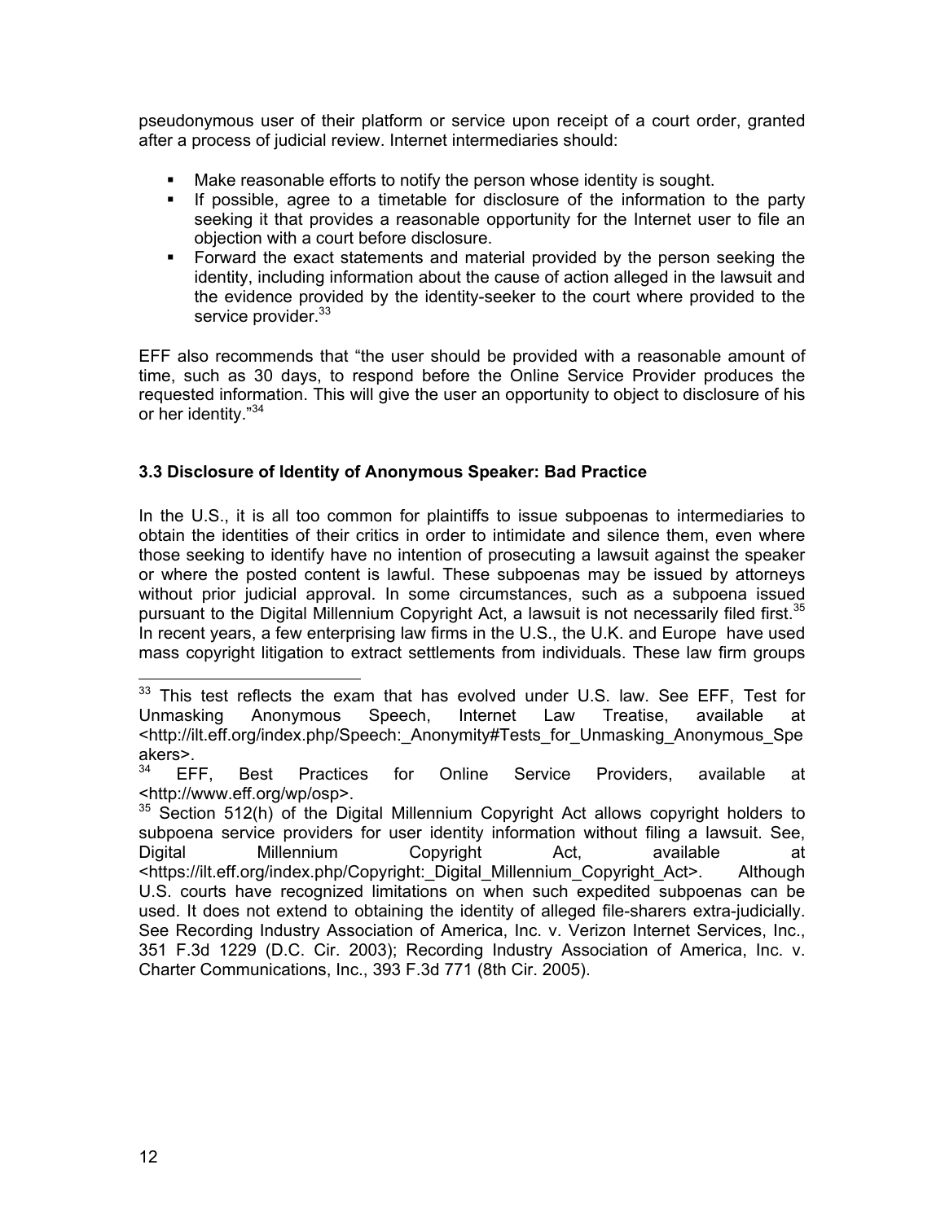pseudonymous user of their platform or service upon receipt of a court order, granted after a process of judicial review. Internet intermediaries should:

- Make reasonable efforts to notify the person whose identity is sought.
- If possible, agree to a timetable for disclosure of the information to the party seeking it that provides a reasonable opportunity for the Internet user to file an objection with a court before disclosure.
- Forward the exact statements and material provided by the person seeking the identity, including information about the cause of action alleged in the lawsuit and the evidence provided by the identity-seeker to the court where provided to the service provider.[33]

EFF also recommends that "the user should be provided with a reasonable amount of time, such as 30 days, to respond before the Online Service Provider produces the requested information. This will give the user an opportunity to object to disclosure of his or her identity."[34]

### 3.3 Disclosure of Identity of Anonymous Speaker: Bad Practice

In the U.S., it is all too common for plaintiffs to issue subpoenas to intermediaries to obtain the identities of their critics in order to intimidate and silence them, even where those seeking to identify have no intention of prosecuting a lawsuit against the speaker or where the posted content is lawful. These subpoenas may be issued by attorneys without prior judicial approval. In some circumstances, such as a subpoena issued pursuant to the Digital Millennium Copyright Act, a lawsuit is not necessarily filed first.[35] In recent years, a few enterprising law firms in the U.S., the U.K. and Europe have used mass copyright litigation to extract settlements from individuals. These law firm groups

---

[33] This test reflects the exam that has evolved under U.S. law. See EFF, Test for Unmasking Anonymous Speech, Internet Law Treatise, available at <http://ilt.eff.org/index.php/Speech:_Anonymity#Tests_for_Unmasking_Anonymous_Speakers>.

[34] EFF, Best Practices for Online Service Providers, available at <http://www.eff.org/wp/osp>.

[35] Section 512(h) of the Digital Millennium Copyright Act allows copyright holders to subpoena service providers for user identity information without filing a lawsuit. See, Digital Millennium Copyright Act, available at <https://ilt.eff.org/index.php/Copyright:_Digital_Millennium_Copyright_Act>. Although U.S. courts have recognized limitations on when such expedited subpoenas can be used. It does not extend to obtaining the identity of alleged file-sharers extra-judicially. See Recording Industry Association of America, Inc. v. Verizon Internet Services, Inc., 351 F.3d 1229 (D.C. Cir. 2003); Recording Industry Association of America, Inc. v. Charter Communications, Inc., 393 F.3d 771 (8th Cir. 2005).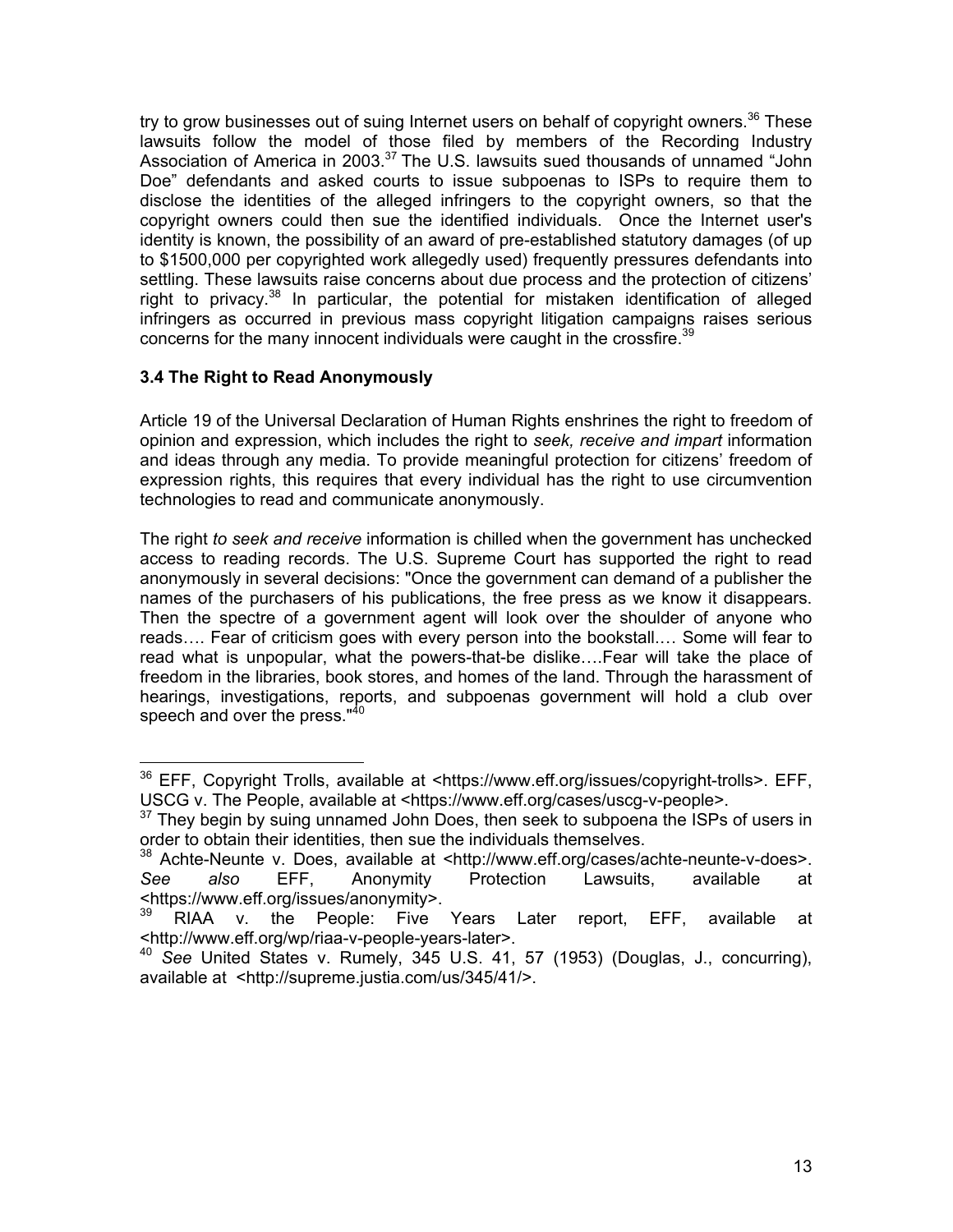try to grow businesses out of suing Internet users on behalf of copyright owners.[36] These lawsuits follow the model of those filed by members of the Recording Industry Association of America in 2003.[37] The U.S. lawsuits sued thousands of unnamed "John Doe" defendants and asked courts to issue subpoenas to ISPs to require them to disclose the identities of the alleged infringers to the copyright owners, so that the copyright owners could then sue the identified individuals. Once the Internet user's identity is known, the possibility of an award of pre-established statutory damages (of up to $1500,000 per copyrighted work allegedly used) frequently pressures defendants into settling. These lawsuits raise concerns about due process and the protection of citizens' right to privacy.[38] In particular, the potential for mistaken identification of alleged infringers as occurred in previous mass copyright litigation campaigns raises serious concerns for the many innocent individuals were caught in the crossfire.[39]

### 3.4 The Right to Read Anonymously

Article 19 of the Universal Declaration of Human Rights enshrines the right to freedom of opinion and expression, which includes the right to *seek, receive and impart* information and ideas through any media. To provide meaningful protection for citizens' freedom of expression rights, this requires that every individual has the right to use circumvention technologies to read and communicate anonymously.

The right *to seek and receive* information is chilled when the government has unchecked access to reading records. The U.S. Supreme Court has supported the right to read anonymously in several decisions: "Once the government can demand of a publisher the names of the purchasers of his publications, the free press as we know it disappears. Then the spectre of a government agent will look over the shoulder of anyone who reads…. Fear of criticism goes with every person into the bookstall.… Some will fear to read what is unpopular, what the powers-that-be dislike….Fear will take the place of freedom in the libraries, book stores, and homes of the land. Through the harassment of hearings, investigations, reports, and subpoenas government will hold a club over speech and over the press."[40]

---

[36] EFF, Copyright Trolls, available at <https://www.eff.org/issues/copyright-trolls>. EFF, USCG v. The People, available at <https://www.eff.org/cases/uscg-v-people>.

[37] They begin by suing unnamed John Does, then seek to subpoena the ISPs of users in order to obtain their identities, then sue the individuals themselves.

[38] Achte-Neunte v. Does, available at <http://www.eff.org/cases/achte-neunte-v-does>. *See also* EFF, Anonymity Protection Lawsuits, available at <https://www.eff.org/issues/anonymity>.

[39] RIAA v. the People: Five Years Later report, EFF, available at <http://www.eff.org/wp/riaa-v-people-years-later>.

[40] *See* United States v. Rumely, 345 U.S. 41, 57 (1953) (Douglas, J., concurring), available at <http://supreme.justia.com/us/345/41/>.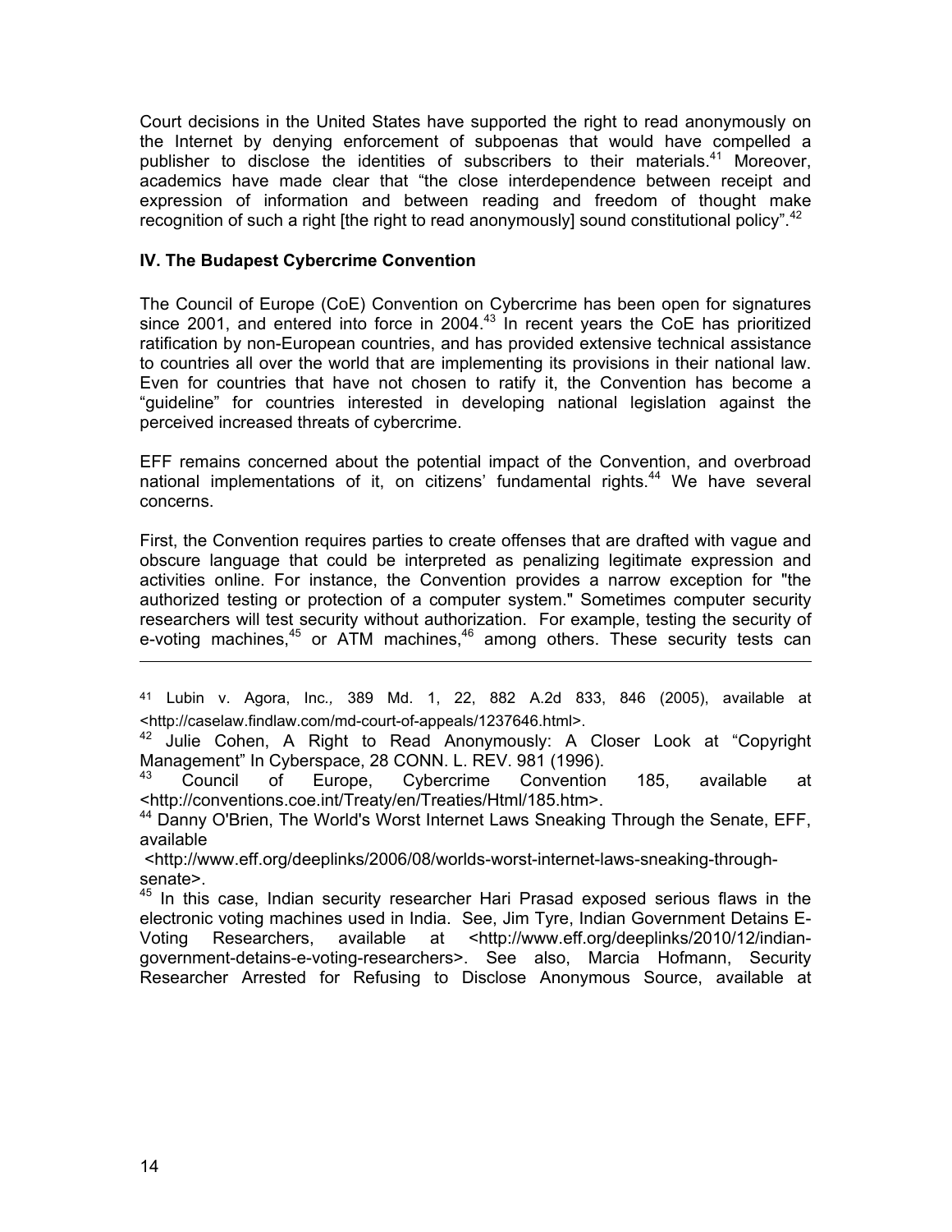Court decisions in the United States have supported the right to read anonymously on the Internet by denying enforcement of subpoenas that would have compelled a publisher to disclose the identities of subscribers to their materials.[41] Moreover, academics have made clear that "the close interdependence between receipt and expression of information and between reading and freedom of thought make recognition of such a right [the right to read anonymously] sound constitutional policy".[42]

**IV. The Budapest Cybercrime Convention**

The Council of Europe (CoE) Convention on Cybercrime has been open for signatures since 2001, and entered into force in 2004.[43] In recent years the CoE has prioritized ratification by non-European countries, and has provided extensive technical assistance to countries all over the world that are implementing its provisions in their national law. Even for countries that have not chosen to ratify it, the Convention has become a "guideline" for countries interested in developing national legislation against the perceived increased threats of cybercrime.

EFF remains concerned about the potential impact of the Convention, and overbroad national implementations of it, on citizens' fundamental rights.[44] We have several concerns.

First, the Convention requires parties to create offenses that are drafted with vague and obscure language that could be interpreted as penalizing legitimate expression and activities online. For instance, the Convention provides a narrow exception for "the authorized testing or protection of a computer system." Sometimes computer security researchers will test security without authorization. For example, testing the security of e-voting machines,[45] or ATM machines,[46] among others. These security tests can

---

[41] Lubin v. Agora, Inc., 389 Md. 1, 22, 882 A.2d 833, 846 (2005), available at <http://caselaw.findlaw.com/md-court-of-appeals/1237646.html>.

[42] Julie Cohen, A Right to Read Anonymously: A Closer Look at "Copyright Management" In Cyberspace, 28 CONN. L. REV. 981 (1996).

[43] Council of Europe, Cybercrime Convention 185, available at <http://conventions.coe.int/Treaty/en/Treaties/Html/185.htm>.

[44] Danny O'Brien, The World's Worst Internet Laws Sneaking Through the Senate, EFF, available <http://www.eff.org/deeplinks/2006/08/worlds-worst-internet-laws-sneaking-through-senate>.

[45] In this case, Indian security researcher Hari Prasad exposed serious flaws in the electronic voting machines used in India. See, Jim Tyre, Indian Government Detains E-Voting Researchers, available at <http://www.eff.org/deeplinks/2010/12/indian-government-detains-e-voting-researchers>. See also, Marcia Hofmann, Security Researcher Arrested for Refusing to Disclose Anonymous Source, available at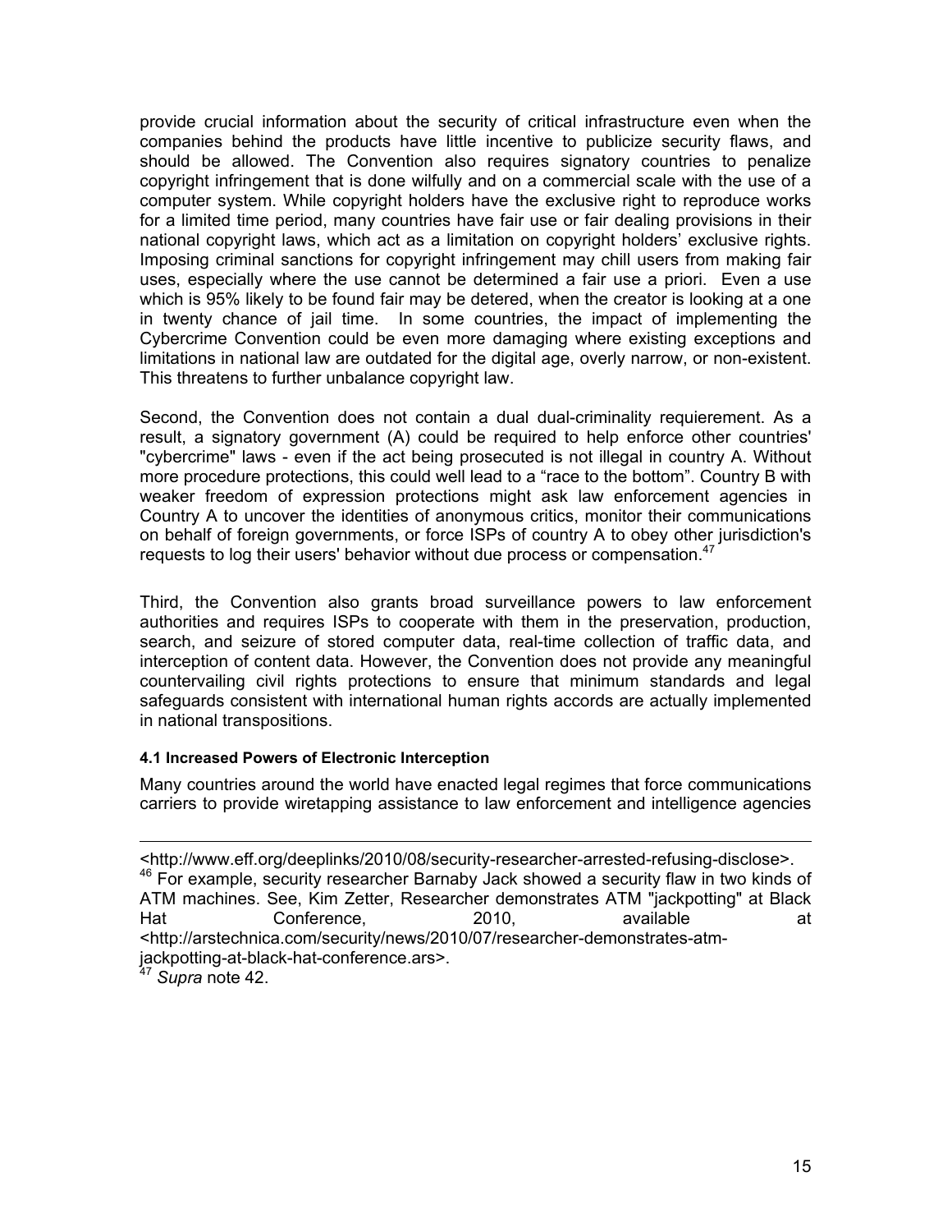provide crucial information about the security of critical infrastructure even when the companies behind the products have little incentive to publicize security flaws, and should be allowed. The Convention also requires signatory countries to penalize copyright infringement that is done wilfully and on a commercial scale with the use of a computer system. While copyright holders have the exclusive right to reproduce works for a limited time period, many countries have fair use or fair dealing provisions in their national copyright laws, which act as a limitation on copyright holders' exclusive rights. Imposing criminal sanctions for copyright infringement may chill users from making fair uses, especially where the use cannot be determined a fair use a priori. Even a use which is 95% likely to be found fair may be detered, when the creator is looking at a one in twenty chance of jail time. In some countries, the impact of implementing the Cybercrime Convention could be even more damaging where existing exceptions and limitations in national law are outdated for the digital age, overly narrow, or non-existent. This threatens to further unbalance copyright law.

Second, the Convention does not contain a dual dual-criminality requierement. As a result, a signatory government (A) could be required to help enforce other countries' "cybercrime" laws - even if the act being prosecuted is not illegal in country A. Without more procedure protections, this could well lead to a "race to the bottom". Country B with weaker freedom of expression protections might ask law enforcement agencies in Country A to uncover the identities of anonymous critics, monitor their communications on behalf of foreign governments, or force ISPs of country A to obey other jurisdiction's requests to log their users' behavior without due process or compensation.[47]

Third, the Convention also grants broad surveillance powers to law enforcement authorities and requires ISPs to cooperate with them in the preservation, production, search, and seizure of stored computer data, real-time collection of traffic data, and interception of content data. However, the Convention does not provide any meaningful countervailing civil rights protections to ensure that minimum standards and legal safeguards consistent with international human rights accords are actually implemented in national transpositions.

#### 4.1 Increased Powers of Electronic Interception

Many countries around the world have enacted legal regimes that force communications carriers to provide wiretapping assistance to law enforcement and intelligence agencies

---

<http://www.eff.org/deeplinks/2010/08/security-researcher-arrested-refusing-disclose>.

[46] For example, security researcher Barnaby Jack showed a security flaw in two kinds of ATM machines. See, Kim Zetter, Researcher demonstrates ATM "jackpotting" at Black Hat Conference, 2010, available at <http://arstechnica.com/security/news/2010/07/researcher-demonstrates-atm-jackpotting-at-black-hat-conference.ars>.

[47] *Supra* note 42.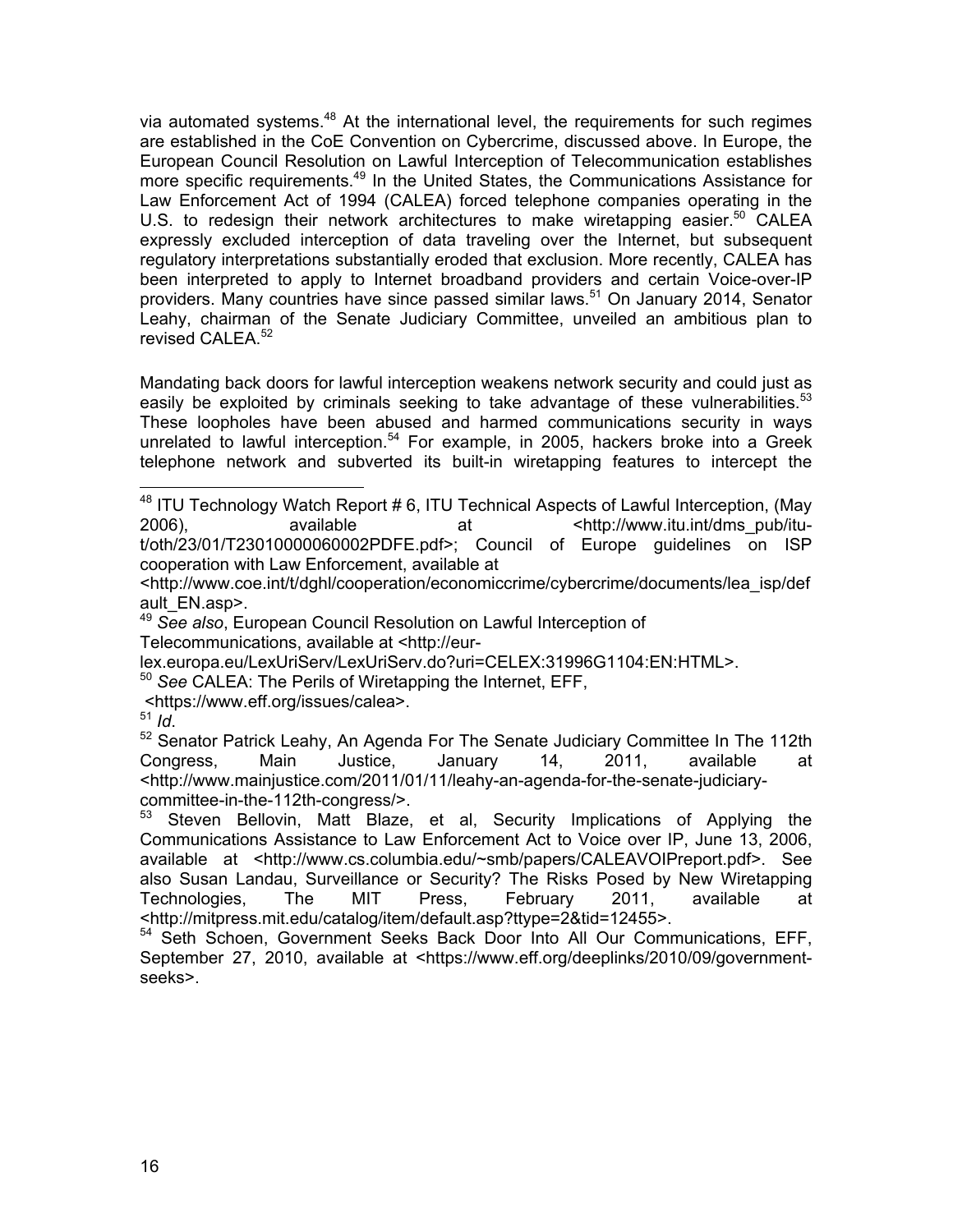via automated systems.[48] At the international level, the requirements for such regimes are established in the CoE Convention on Cybercrime, discussed above. In Europe, the European Council Resolution on Lawful Interception of Telecommunication establishes more specific requirements.[49] In the United States, the Communications Assistance for Law Enforcement Act of 1994 (CALEA) forced telephone companies operating in the U.S. to redesign their network architectures to make wiretapping easier.[50] CALEA expressly excluded interception of data traveling over the Internet, but subsequent regulatory interpretations substantially eroded that exclusion. More recently, CALEA has been interpreted to apply to Internet broadband providers and certain Voice-over-IP providers. Many countries have since passed similar laws.[51] On January 2014, Senator Leahy, chairman of the Senate Judiciary Committee, unveiled an ambitious plan to revised CALEA.[52]

Mandating back doors for lawful interception weakens network security and could just as easily be exploited by criminals seeking to take advantage of these vulnerabilities.[53] These loopholes have been abused and harmed communications security in ways unrelated to lawful interception.[54] For example, in 2005, hackers broke into a Greek telephone network and subverted its built-in wiretapping features to intercept the

---

[48] ITU Technology Watch Report # 6, ITU Technical Aspects of Lawful Interception, (May 2006), available at <http://www.itu.int/dms_pub/itu-t/oth/23/01/T23010000060002PDFE.pdf>; Council of Europe guidelines on ISP cooperation with Law Enforcement, available at <http://www.coe.int/t/dghl/cooperation/economiccrime/cybercrime/documents/lea_isp/default_EN.asp>.

[49] *See also*, European Council Resolution on Lawful Interception of Telecommunications, available at <http://eur-lex.europa.eu/LexUriServ/LexUriServ.do?uri=CELEX:31996G1104:EN:HTML>.

[50] *See* CALEA: The Perils of Wiretapping the Internet, EFF, <https://www.eff.org/issues/calea>.

[51] *Id*.

[52] Senator Patrick Leahy, An Agenda For The Senate Judiciary Committee In The 112th Congress, Main Justice, January 14, 2011, available at <http://www.mainjustice.com/2011/01/11/leahy-an-agenda-for-the-senate-judiciary-committee-in-the-112th-congress/>.

[53] Steven Bellovin, Matt Blaze, et al, Security Implications of Applying the Communications Assistance to Law Enforcement Act to Voice over IP, June 13, 2006, available at <http://www.cs.columbia.edu/~smb/papers/CALEAVOIPreport.pdf>. See also Susan Landau, Surveillance or Security? The Risks Posed by New Wiretapping Technologies, The MIT Press, February 2011, available at <http://mitpress.mit.edu/catalog/item/default.asp?ttype=2&tid=12455>.

[54] Seth Schoen, Government Seeks Back Door Into All Our Communications, EFF, September 27, 2010, available at <https://www.eff.org/deeplinks/2010/09/government-seeks>.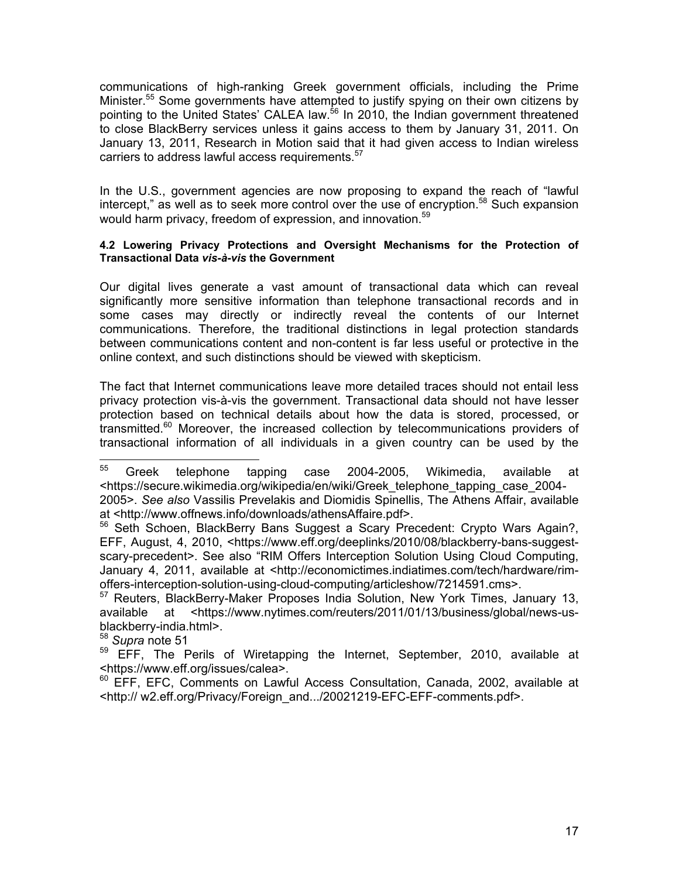communications of high-ranking Greek government officials, including the Prime Minister.[55] Some governments have attempted to justify spying on their own citizens by pointing to the United States' CALEA law.[56] In 2010, the Indian government threatened to close BlackBerry services unless it gains access to them by January 31, 2011. On January 13, 2011, Research in Motion said that it had given access to Indian wireless carriers to address lawful access requirements.[57]

In the U.S., government agencies are now proposing to expand the reach of "lawful intercept," as well as to seek more control over the use of encryption.[58] Such expansion would harm privacy, freedom of expression, and innovation.[59]

#### 4.2 Lowering Privacy Protections and Oversight Mechanisms for the Protection of Transactional Data *vis-à-vis* the Government

Our digital lives generate a vast amount of transactional data which can reveal significantly more sensitive information than telephone transactional records and in some cases may directly or indirectly reveal the contents of our Internet communications. Therefore, the traditional distinctions in legal protection standards between communications content and non-content is far less useful or protective in the online context, and such distinctions should be viewed with skepticism.

The fact that Internet communications leave more detailed traces should not entail less privacy protection vis-à-vis the government. Transactional data should not have lesser protection based on technical details about how the data is stored, processed, or transmitted.[60] Moreover, the increased collection by telecommunications providers of transactional information of all individuals in a given country can be used by the

---

[55] Greek telephone tapping case 2004-2005, Wikimedia, available at <https://secure.wikimedia.org/wikipedia/en/wiki/Greek_telephone_tapping_case_2004-2005>. *See also* Vassilis Prevelakis and Diomidis Spinellis, The Athens Affair, available at <http://www.offnews.info/downloads/athensAffaire.pdf>.

[56] Seth Schoen, BlackBerry Bans Suggest a Scary Precedent: Crypto Wars Again?, EFF, August, 4, 2010, <https://www.eff.org/deeplinks/2010/08/blackberry-bans-suggest-scary-precedent>. See also "RIM Offers Interception Solution Using Cloud Computing, January 4, 2011, available at <http://economictimes.indiatimes.com/tech/hardware/rim-offers-interception-solution-using-cloud-computing/articleshow/7214591.cms>.

[57] Reuters, BlackBerry-Maker Proposes India Solution, New York Times, January 13, available at <https://www.nytimes.com/reuters/2011/01/13/business/global/news-us-blackberry-india.html>.

[58] *Supra* note 51

[59] EFF, The Perils of Wiretapping the Internet, September, 2010, available at <https://www.eff.org/issues/calea>.

[60] EFF, EFC, Comments on Lawful Access Consultation, Canada, 2002, available at <http:// w2.eff.org/Privacy/Foreign_and.../20021219-EFC-EFF-comments.pdf>.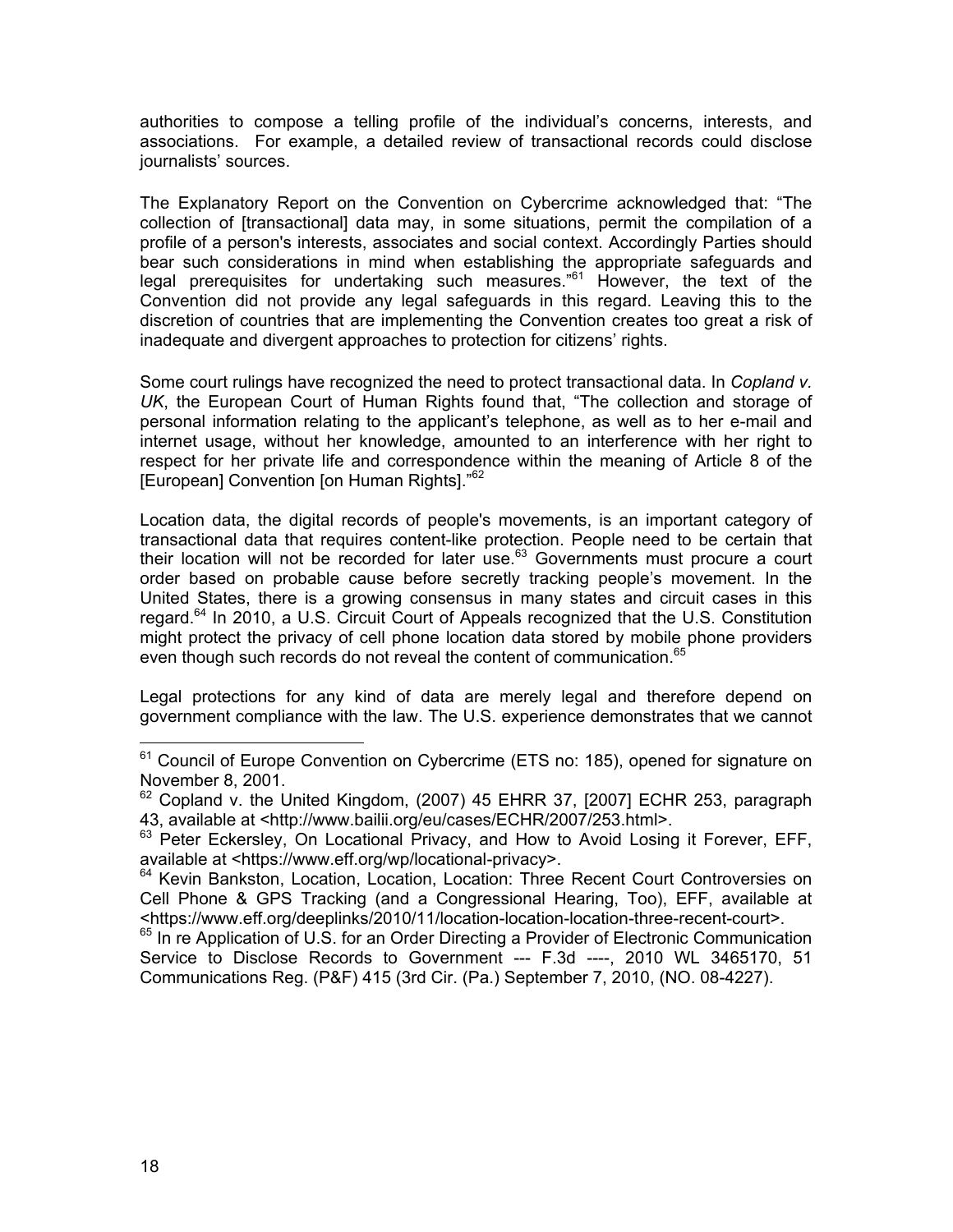authorities to compose a telling profile of the individual's concerns, interests, and associations. For example, a detailed review of transactional records could disclose journalists' sources.

The Explanatory Report on the Convention on Cybercrime acknowledged that: "The collection of [transactional] data may, in some situations, permit the compilation of a profile of a person's interests, associates and social context. Accordingly Parties should bear such considerations in mind when establishing the appropriate safeguards and legal prerequisites for undertaking such measures."[61] However, the text of the Convention did not provide any legal safeguards in this regard. Leaving this to the discretion of countries that are implementing the Convention creates too great a risk of inadequate and divergent approaches to protection for citizens' rights.

Some court rulings have recognized the need to protect transactional data. In *Copland v. UK*, the European Court of Human Rights found that, "The collection and storage of personal information relating to the applicant's telephone, as well as to her e-mail and internet usage, without her knowledge, amounted to an interference with her right to respect for her private life and correspondence within the meaning of Article 8 of the [European] Convention [on Human Rights]."[62]

Location data, the digital records of people's movements, is an important category of transactional data that requires content-like protection. People need to be certain that their location will not be recorded for later use.[63] Governments must procure a court order based on probable cause before secretly tracking people's movement. In the United States, there is a growing consensus in many states and circuit cases in this regard.[64] In 2010, a U.S. Circuit Court of Appeals recognized that the U.S. Constitution might protect the privacy of cell phone location data stored by mobile phone providers even though such records do not reveal the content of communication.[65]

Legal protections for any kind of data are merely legal and therefore depend on government compliance with the law. The U.S. experience demonstrates that we cannot

---

[61] Council of Europe Convention on Cybercrime (ETS no: 185), opened for signature on November 8, 2001.

[62] Copland v. the United Kingdom, (2007) 45 EHRR 37, [2007] ECHR 253, paragraph 43, available at <http://www.bailii.org/eu/cases/ECHR/2007/253.html>.

[63] Peter Eckersley, On Locational Privacy, and How to Avoid Losing it Forever, EFF, available at <https://www.eff.org/wp/locational-privacy>.

[64] Kevin Bankston, Location, Location, Location: Three Recent Court Controversies on Cell Phone & GPS Tracking (and a Congressional Hearing, Too), EFF, available at <https://www.eff.org/deeplinks/2010/11/location-location-location-three-recent-court>.

[65] In re Application of U.S. for an Order Directing a Provider of Electronic Communication Service to Disclose Records to Government --- F.3d ----, 2010 WL 3465170, 51 Communications Reg. (P&F) 415 (3rd Cir. (Pa.) September 7, 2010, (NO. 08-4227).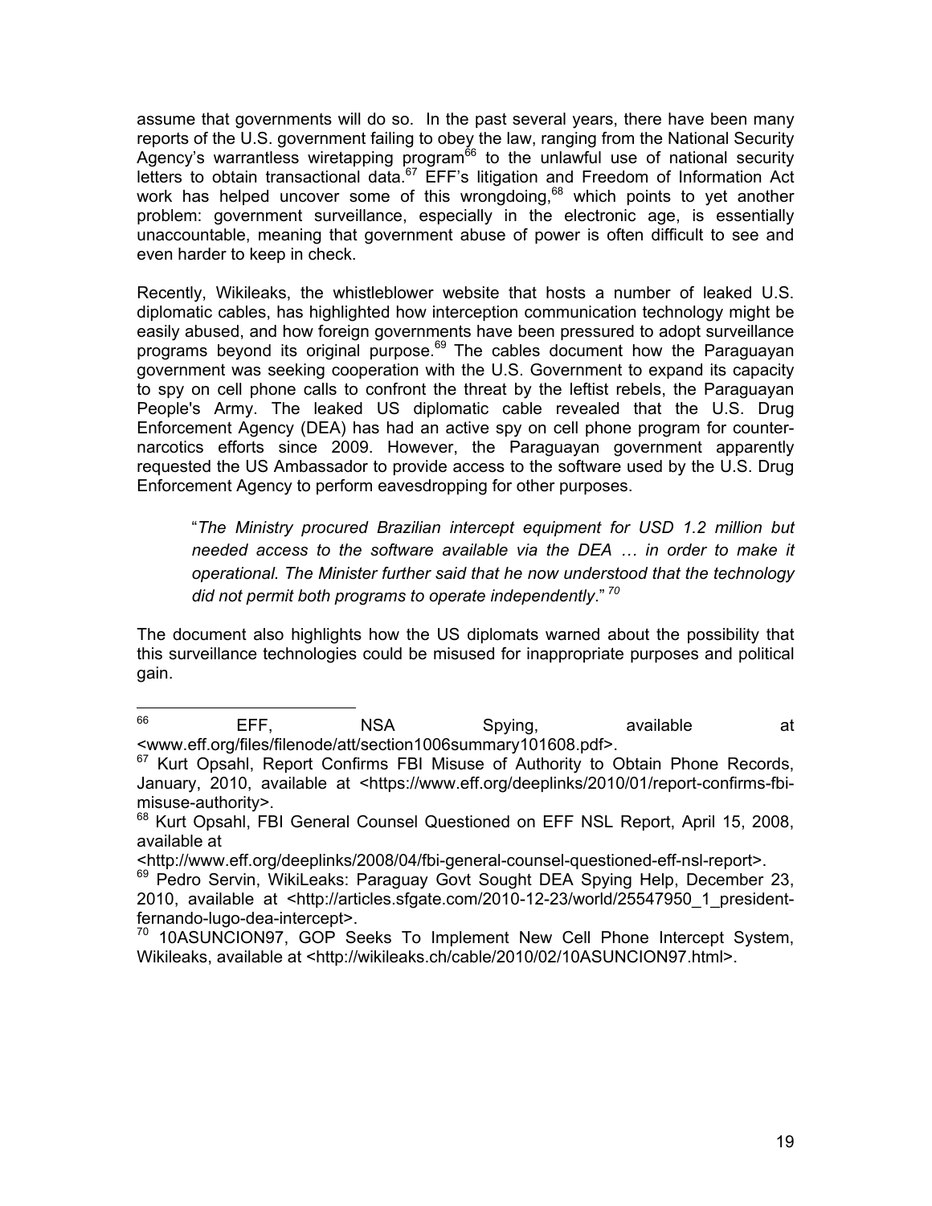assume that governments will do so. In the past several years, there have been many reports of the U.S. government failing to obey the law, ranging from the National Security Agency's warrantless wiretapping program[66] to the unlawful use of national security letters to obtain transactional data.[67] EFF's litigation and Freedom of Information Act work has helped uncover some of this wrongdoing,[68] which points to yet another problem: government surveillance, especially in the electronic age, is essentially unaccountable, meaning that government abuse of power is often difficult to see and even harder to keep in check.

Recently, Wikileaks, the whistleblower website that hosts a number of leaked U.S. diplomatic cables, has highlighted how interception communication technology might be easily abused, and how foreign governments have been pressured to adopt surveillance programs beyond its original purpose.[69] The cables document how the Paraguayan government was seeking cooperation with the U.S. Government to expand its capacity to spy on cell phone calls to confront the threat by the leftist rebels, the Paraguayan People's Army. The leaked US diplomatic cable revealed that the U.S. Drug Enforcement Agency (DEA) has had an active spy on cell phone program for counter-narcotics efforts since 2009. However, the Paraguayan government apparently requested the US Ambassador to provide access to the software used by the U.S. Drug Enforcement Agency to perform eavesdropping for other purposes.

> "*The Ministry procured Brazilian intercept equipment for USD 1.2 million but needed access to the software available via the DEA … in order to make it operational. The Minister further said that he now understood that the technology did not permit both programs to operate independently*." [70]

The document also highlights how the US diplomats warned about the possibility that this surveillance technologies could be misused for inappropriate purposes and political gain.

---

[66] EFF, NSA Spying, available at <www.eff.org/files/filenode/att/section1006summary101608.pdf>.

[67] Kurt Opsahl, Report Confirms FBI Misuse of Authority to Obtain Phone Records, January, 2010, available at <https://www.eff.org/deeplinks/2010/01/report-confirms-fbi-misuse-authority>.

[68] Kurt Opsahl, FBI General Counsel Questioned on EFF NSL Report, April 15, 2008, available at <http://www.eff.org/deeplinks/2008/04/fbi-general-counsel-questioned-eff-nsl-report>.

[69] Pedro Servin, WikiLeaks: Paraguay Govt Sought DEA Spying Help, December 23, 2010, available at <http://articles.sfgate.com/2010-12-23/world/25547950_1_president-fernando-lugo-dea-intercept>.

[70] 10ASUNCION97, GOP Seeks To Implement New Cell Phone Intercept System, Wikileaks, available at <http://wikileaks.ch/cable/2010/02/10ASUNCION97.html>.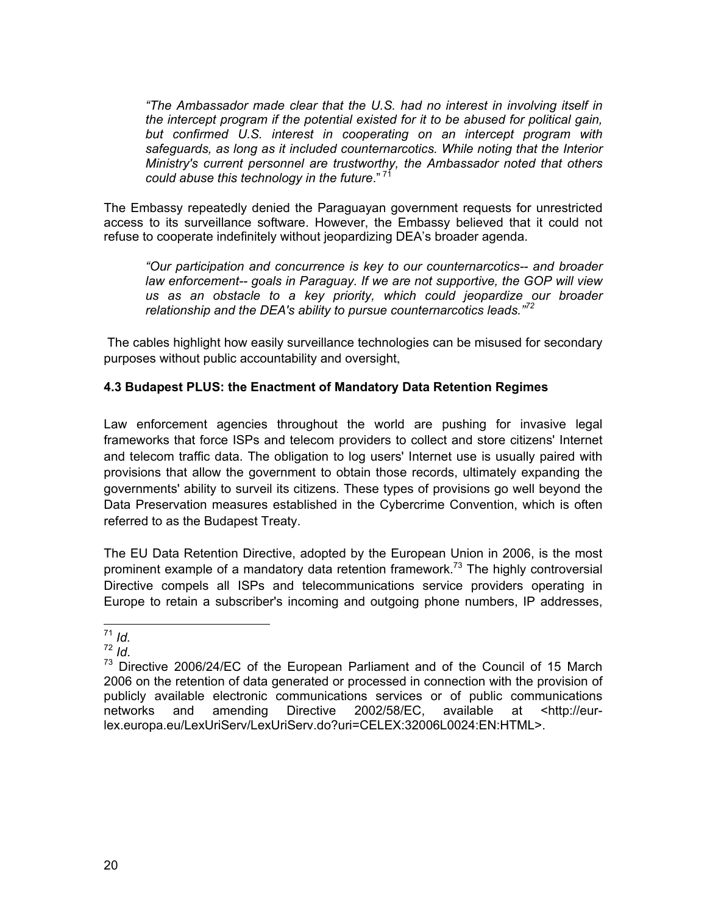> *"The Ambassador made clear that the U.S. had no interest in involving itself in the intercept program if the potential existed for it to be abused for political gain, but confirmed U.S. interest in cooperating on an intercept program with safeguards, as long as it included counternarcotics. While noting that the Interior Ministry's current personnel are trustworthy, the Ambassador noted that others could abuse this technology in the future*."[71]

The Embassy repeatedly denied the Paraguayan government requests for unrestricted access to its surveillance software. However, the Embassy believed that it could not refuse to cooperate indefinitely without jeopardizing DEA's broader agenda.

> *"Our participation and concurrence is key to our counternarcotics-- and broader law enforcement-- goals in Paraguay. If we are not supportive, the GOP will view us as an obstacle to a key priority, which could jeopardize our broader relationship and the DEA's ability to pursue counternarcotics leads."*[72]

The cables highlight how easily surveillance technologies can be misused for secondary purposes without public accountability and oversight,

### 4.3 Budapest PLUS: the Enactment of Mandatory Data Retention Regimes

Law enforcement agencies throughout the world are pushing for invasive legal frameworks that force ISPs and telecom providers to collect and store citizens' Internet and telecom traffic data. The obligation to log users' Internet use is usually paired with provisions that allow the government to obtain those records, ultimately expanding the governments' ability to surveil its citizens. These types of provisions go well beyond the Data Preservation measures established in the Cybercrime Convention, which is often referred to as the Budapest Treaty.

The EU Data Retention Directive, adopted by the European Union in 2006, is the most prominent example of a mandatory data retention framework.[73] The highly controversial Directive compels all ISPs and telecommunications service providers operating in Europe to retain a subscriber's incoming and outgoing phone numbers, IP addresses,

---

[71] *Id.*

[72] *Id*.

[73] Directive 2006/24/EC of the European Parliament and of the Council of 15 March 2006 on the retention of data generated or processed in connection with the provision of publicly available electronic communications services or of public communications networks and amending Directive 2002/58/EC, available at <http://eur-lex.europa.eu/LexUriServ/LexUriServ.do?uri=CELEX:32006L0024:EN:HTML>.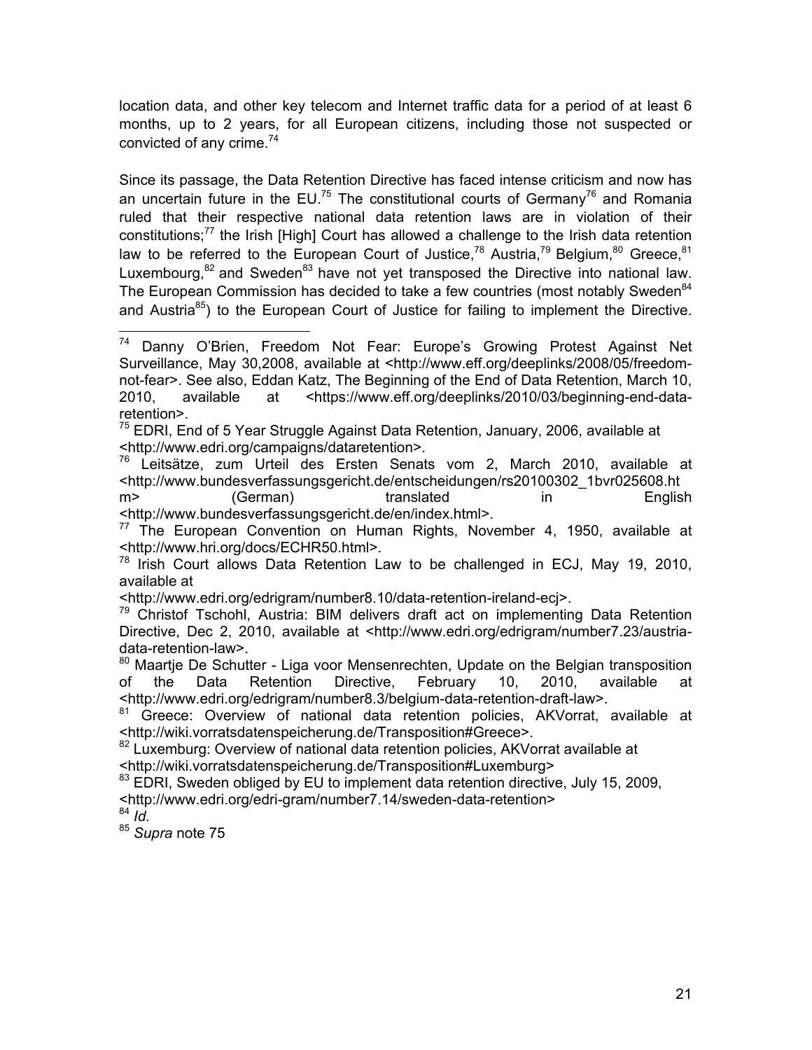location data, and other key telecom and Internet traffic data for a period of at least 6 months, up to 2 years, for all European citizens, including those not suspected or convicted of any crime.[74]

Since its passage, the Data Retention Directive has faced intense criticism and now has an uncertain future in the EU.[75] The constitutional courts of Germany[76] and Romania ruled that their respective national data retention laws are in violation of their constitutions;[77] the Irish [High] Court has allowed a challenge to the Irish data retention law to be referred to the European Court of Justice,[78] Austria,[79] Belgium,[80] Greece,[81] Luxembourg,[82] and Sweden[83] have not yet transposed the Directive into national law. The European Commission has decided to take a few countries (most notably Sweden[84] and Austria[85]) to the European Court of Justice for failing to implement the Directive.

---

[74] Danny O'Brien, Freedom Not Fear: Europe's Growing Protest Against Net Surveillance, May 30,2008, available at <http://www.eff.org/deeplinks/2008/05/freedom-not-fear>. See also, Eddan Katz, The Beginning of the End of Data Retention, March 10, 2010, available at <https://www.eff.org/deeplinks/2010/03/beginning-end-data-retention>.

[75] EDRI, End of 5 Year Struggle Against Data Retention, January, 2006, available at <http://www.edri.org/campaigns/dataretention>.

[76] Leitsätze, zum Urteil des Ersten Senats vom 2, March 2010, available at <http://www.bundesverfassungsgericht.de/entscheidungen/rs20100302_1bvr025608.htm> (German) translated in English <http://www.bundesverfassungsgericht.de/en/index.html>.

[77] The European Convention on Human Rights, November 4, 1950, available at <http://www.hri.org/docs/ECHR50.html>.

[78] Irish Court allows Data Retention Law to be challenged in ECJ, May 19, 2010, available at <http://www.edri.org/edrigram/number8.10/data-retention-ireland-ecj>.

[79] Christof Tschohl, Austria: BIM delivers draft act on implementing Data Retention Directive, Dec 2, 2010, available at <http://www.edri.org/edrigram/number7.23/austria-data-retention-law>.

[80] Maartje De Schutter - Liga voor Mensenrechten, Update on the Belgian transposition of the Data Retention Directive, February 10, 2010, available at <http://www.edri.org/edrigram/number8.3/belgium-data-retention-draft-law>.

[81] Greece: Overview of national data retention policies, AKVorrat, available at <http://wiki.vorratsdatenspeicherung.de/Transposition#Greece>.

[82] Luxemburg: Overview of national data retention policies, AKVorrat available at <http://wiki.vorratsdatenspeicherung.de/Transposition#Luxemburg>

[83] EDRI, Sweden obliged by EU to implement data retention directive, July 15, 2009, <http://www.edri.org/edri-gram/number7.14/sweden-data-retention>

[84] *Id.*

[85] *Supra* note 75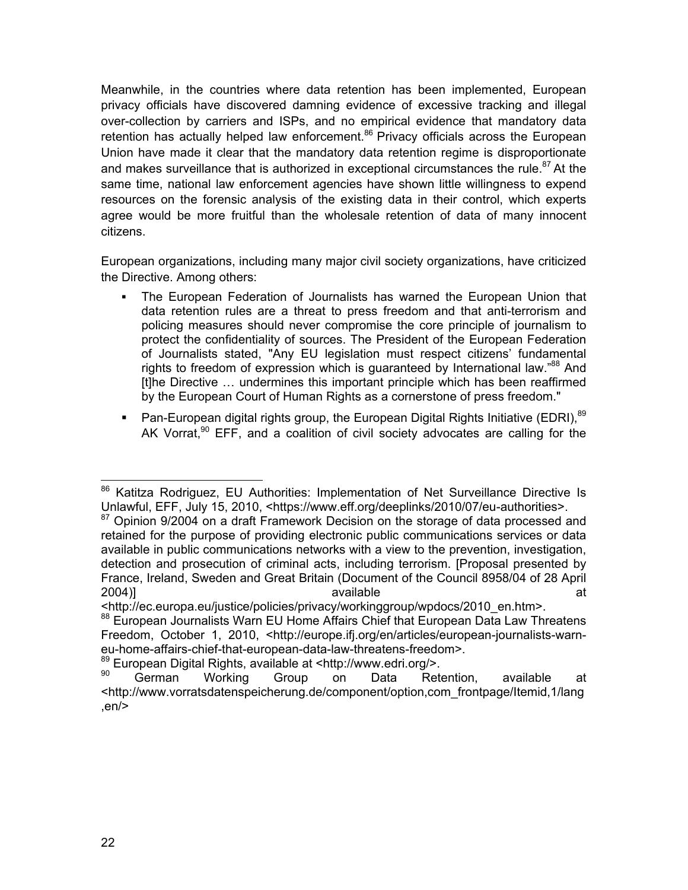Meanwhile, in the countries where data retention has been implemented, European privacy officials have discovered damning evidence of excessive tracking and illegal over-collection by carriers and ISPs, and no empirical evidence that mandatory data retention has actually helped law enforcement.[86] Privacy officials across the European Union have made it clear that the mandatory data retention regime is disproportionate and makes surveillance that is authorized in exceptional circumstances the rule.[87] At the same time, national law enforcement agencies have shown little willingness to expend resources on the forensic analysis of the existing data in their control, which experts agree would be more fruitful than the wholesale retention of data of many innocent citizens.

European organizations, including many major civil society organizations, have criticized the Directive. Among others:

- The European Federation of Journalists has warned the European Union that data retention rules are a threat to press freedom and that anti-terrorism and policing measures should never compromise the core principle of journalism to protect the confidentiality of sources. The President of the European Federation of Journalists stated, "Any EU legislation must respect citizens' fundamental rights to freedom of expression which is guaranteed by International law."[88] And [t]he Directive … undermines this important principle which has been reaffirmed by the European Court of Human Rights as a cornerstone of press freedom."
- Pan-European digital rights group, the European Digital Rights Initiative (EDRI),[89] AK Vorrat,[90] EFF, and a coalition of civil society advocates are calling for the

---

[86] Katitza Rodriguez, EU Authorities: Implementation of Net Surveillance Directive Is Unlawful, EFF, July 15, 2010, <https://www.eff.org/deeplinks/2010/07/eu-authorities>.

[87] Opinion 9/2004 on a draft Framework Decision on the storage of data processed and retained for the purpose of providing electronic public communications services or data available in public communications networks with a view to the prevention, investigation, detection and prosecution of criminal acts, including terrorism. [Proposal presented by France, Ireland, Sweden and Great Britain (Document of the Council 8958/04 of 28 April 2004)] available at <http://ec.europa.eu/justice/policies/privacy/workinggroup/wpdocs/2010_en.htm>.

[88] European Journalists Warn EU Home Affairs Chief that European Data Law Threatens Freedom, October 1, 2010, <http://europe.ifj.org/en/articles/european-journalists-warn-eu-home-affairs-chief-that-european-data-law-threatens-freedom>.

[89] European Digital Rights, available at <http://www.edri.org/>.

[90] German Working Group on Data Retention, available at <http://www.vorratsdatenspeicherung.de/component/option,com_frontpage/Itemid,1/lang,en/>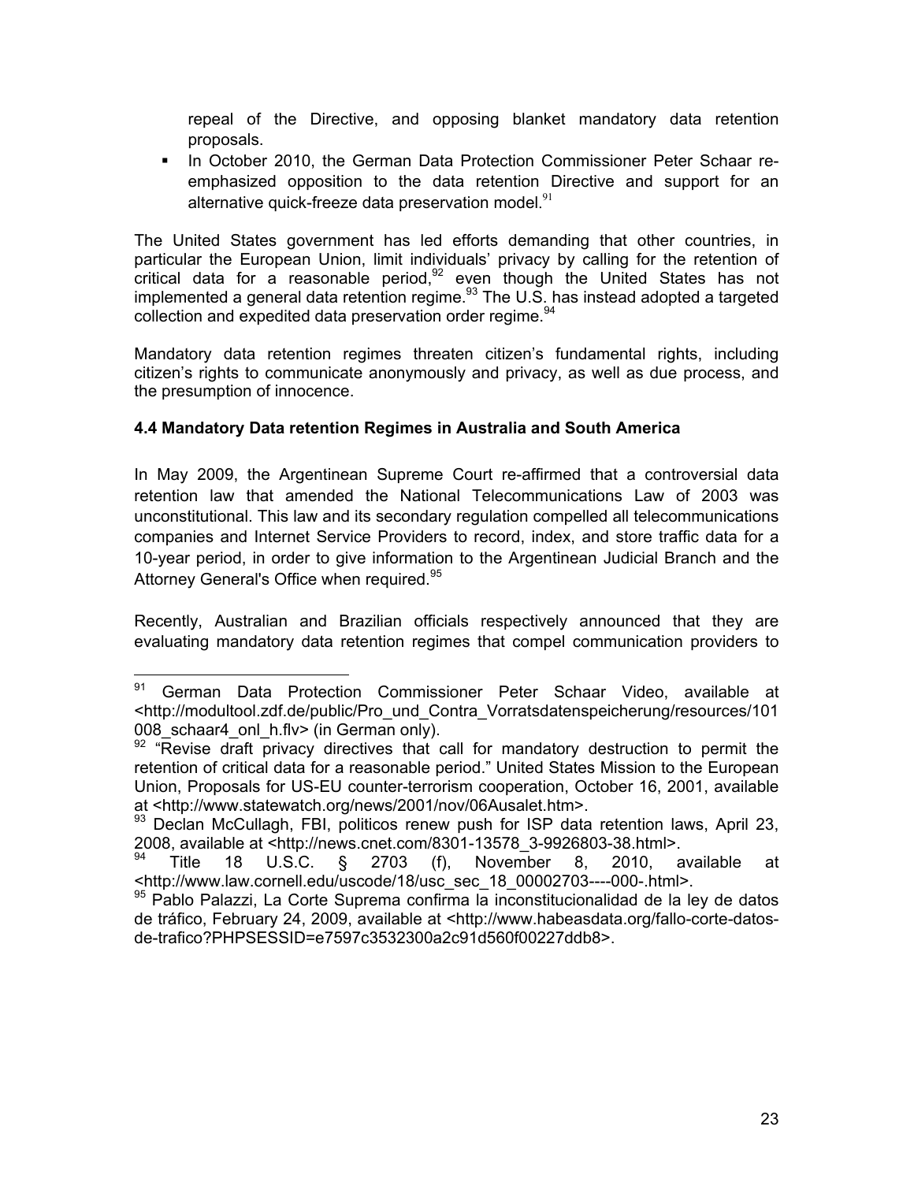repeal of the Directive, and opposing blanket mandatory data retention proposals.

- In October 2010, the German Data Protection Commissioner Peter Schaar re-emphasized opposition to the data retention Directive and support for an alternative quick-freeze data preservation model.[91]

The United States government has led efforts demanding that other countries, in particular the European Union, limit individuals' privacy by calling for the retention of critical data for a reasonable period,[92] even though the United States has not implemented a general data retention regime.[93] The U.S. has instead adopted a targeted collection and expedited data preservation order regime.[94]

Mandatory data retention regimes threaten citizen's fundamental rights, including citizen's rights to communicate anonymously and privacy, as well as due process, and the presumption of innocence.

### 4.4 Mandatory Data retention Regimes in Australia and South America

In May 2009, the Argentinean Supreme Court re-affirmed that a controversial data retention law that amended the National Telecommunications Law of 2003 was unconstitutional. This law and its secondary regulation compelled all telecommunications companies and Internet Service Providers to record, index, and store traffic data for a 10-year period, in order to give information to the Argentinean Judicial Branch and the Attorney General's Office when required.[95]

Recently, Australian and Brazilian officials respectively announced that they are evaluating mandatory data retention regimes that compel communication providers to

---

[91] German Data Protection Commissioner Peter Schaar Video, available at <http://modultool.zdf.de/public/Pro_und_Contra_Vorratsdatenspeicherung/resources/101008_schaar4_onl_h.flv> (in German only).

[92] "Revise draft privacy directives that call for mandatory destruction to permit the retention of critical data for a reasonable period." United States Mission to the European Union, Proposals for US-EU counter-terrorism cooperation, October 16, 2001, available at <http://www.statewatch.org/news/2001/nov/06Ausalet.htm>.

[93] Declan McCullagh, FBI, politicos renew push for ISP data retention laws, April 23, 2008, available at <http://news.cnet.com/8301-13578_3-9926803-38.html>.

[94] Title 18 U.S.C. § 2703 (f), November 8, 2010, available at <http://www.law.cornell.edu/uscode/18/usc_sec_18_00002703----000-.html>.

[95] Pablo Palazzi, La Corte Suprema confirma la inconstitucionalidad de la ley de datos de tráfico, February 24, 2009, available at <http://www.habeasdata.org/fallo-corte-datos-de-trafico?PHPSESSID=e7597c3532300a2c91d560f00227ddb8>.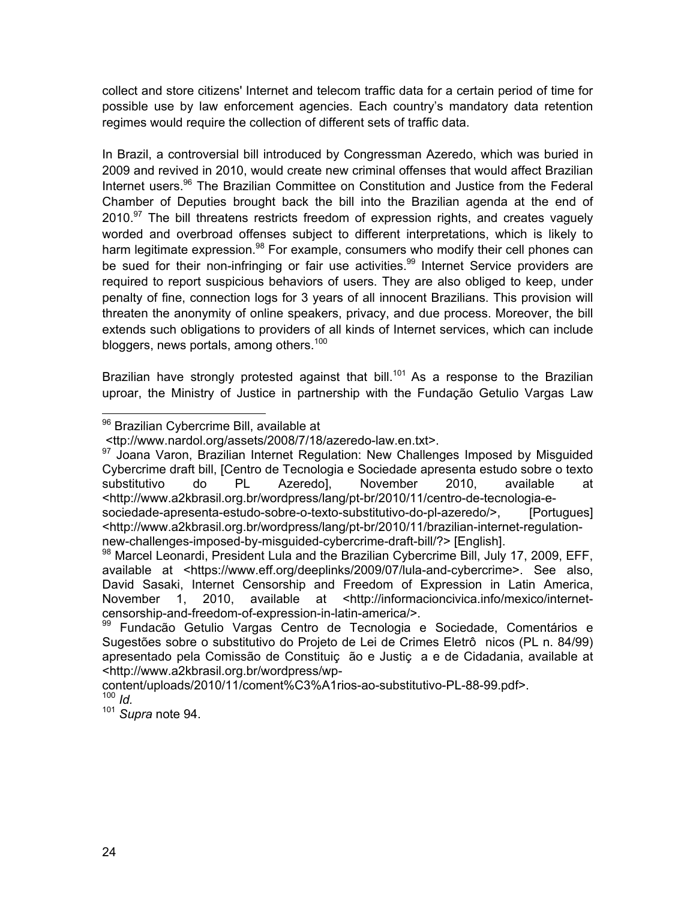collect and store citizens' Internet and telecom traffic data for a certain period of time for possible use by law enforcement agencies. Each country's mandatory data retention regimes would require the collection of different sets of traffic data.

In Brazil, a controversial bill introduced by Congressman Azeredo, which was buried in 2009 and revived in 2010, would create new criminal offenses that would affect Brazilian Internet users.[96] The Brazilian Committee on Constitution and Justice from the Federal Chamber of Deputies brought back the bill into the Brazilian agenda at the end of 2010.[97] The bill threatens restricts freedom of expression rights, and creates vaguely worded and overbroad offenses subject to different interpretations, which is likely to harm legitimate expression.[98] For example, consumers who modify their cell phones can be sued for their non-infringing or fair use activities.[99] Internet Service providers are required to report suspicious behaviors of users. They are also obliged to keep, under penalty of fine, connection logs for 3 years of all innocent Brazilians. This provision will threaten the anonymity of online speakers, privacy, and due process. Moreover, the bill extends such obligations to providers of all kinds of Internet services, which can include bloggers, news portals, among others.[100]

Brazilian have strongly protested against that bill.[101] As a response to the Brazilian uproar, the Ministry of Justice in partnership with the Fundação Getulio Vargas Law

---

[96] Brazilian Cybercrime Bill, available at <ttp://www.nardol.org/assets/2008/7/18/azeredo-law.en.txt>.

[97] Joana Varon, Brazilian Internet Regulation: New Challenges Imposed by Misguided Cybercrime draft bill, [Centro de Tecnologia e Sociedade apresenta estudo sobre o texto substitutivo do PL Azeredo], November 2010, available at <http://www.a2kbrasil.org.br/wordpress/lang/pt-br/2010/11/centro-de-tecnologia-e-sociedade-apresenta-estudo-sobre-o-texto-substitutivo-do-pl-azeredo/>, [Portugues] <http://www.a2kbrasil.org.br/wordpress/lang/pt-br/2010/11/brazilian-internet-regulation-new-challenges-imposed-by-misguided-cybercrime-draft-bill/?> [English].

[98] Marcel Leonardi, President Lula and the Brazilian Cybercrime Bill, July 17, 2009, EFF, available at <https://www.eff.org/deeplinks/2009/07/lula-and-cybercrime>. See also, David Sasaki, Internet Censorship and Freedom of Expression in Latin America, November 1, 2010, available at <http://informacioncivica.info/mexico/internet-censorship-and-freedom-of-expression-in-latin-america/>.

[99] Fundacão Getulio Vargas Centro de Tecnologia e Sociedade, Comentários e Sugestões sobre o substitutivo do Projeto de Lei de Crimes Eletrô nicos (PL n. 84/99) apresentado pela Comissão de Constituiç ão e Justiç a e de Cidadania, available at <http://www.a2kbrasil.org.br/wordpress/wp-content/uploads/2010/11/coment%C3%A1rios-ao-substitutivo-PL-88-99.pdf>.

[100] *Id.*

[101] *Supra* note 94.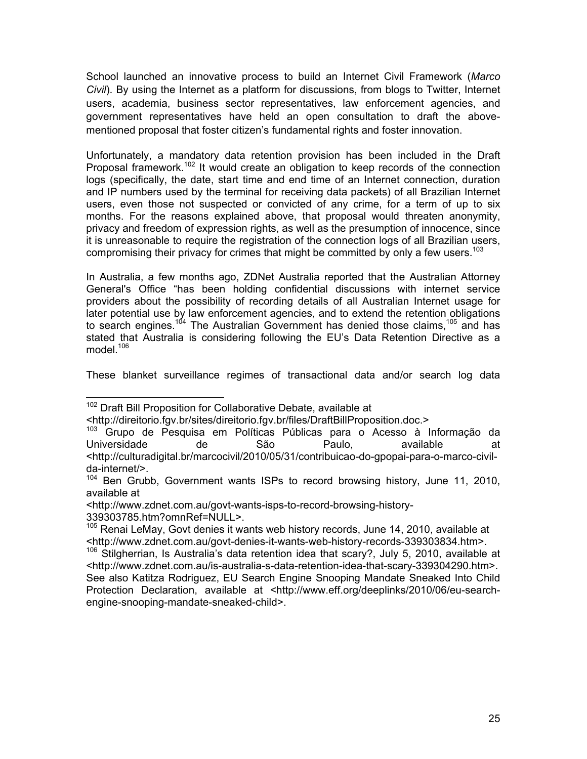School launched an innovative process to build an Internet Civil Framework (*Marco Civil*). By using the Internet as a platform for discussions, from blogs to Twitter, Internet users, academia, business sector representatives, law enforcement agencies, and government representatives have held an open consultation to draft the above-mentioned proposal that foster citizen's fundamental rights and foster innovation.

Unfortunately, a mandatory data retention provision has been included in the Draft Proposal framework.[102] It would create an obligation to keep records of the connection logs (specifically, the date, start time and end time of an Internet connection, duration and IP numbers used by the terminal for receiving data packets) of all Brazilian Internet users, even those not suspected or convicted of any crime, for a term of up to six months. For the reasons explained above, that proposal would threaten anonymity, privacy and freedom of expression rights, as well as the presumption of innocence, since it is unreasonable to require the registration of the connection logs of all Brazilian users, compromising their privacy for crimes that might be committed by only a few users.[103]

In Australia, a few months ago, ZDNet Australia reported that the Australian Attorney General's Office "has been holding confidential discussions with internet service providers about the possibility of recording details of all Australian Internet usage for later potential use by law enforcement agencies, and to extend the retention obligations to search engines.[104] The Australian Government has denied those claims,[105] and has stated that Australia is considering following the EU's Data Retention Directive as a model.[106]

These blanket surveillance regimes of transactional data and/or search log data

---

[102] Draft Bill Proposition for Collaborative Debate, available at <http://direitorio.fgv.br/sites/direitorio.fgv.br/files/DraftBillProposition.doc.>

[103] Grupo de Pesquisa em Políticas Públicas para o Acesso à Informação da Universidade de São Paulo, available at <http://culturadigital.br/marcocivil/2010/05/31/contribuicao-do-gpopai-para-o-marco-civil-da-internet/>.

[104] Ben Grubb, Government wants ISPs to record browsing history, June 11, 2010, available at <http://www.zdnet.com.au/govt-wants-isps-to-record-browsing-history-339303785.htm?omnRef=NULL>.

[105] Renai LeMay, Govt denies it wants web history records, June 14, 2010, available at <http://www.zdnet.com.au/govt-denies-it-wants-web-history-records-339303834.htm>.

[106] Stilgherrian, Is Australia's data retention idea that scary?, July 5, 2010, available at <http://www.zdnet.com.au/is-australia-s-data-retention-idea-that-scary-339304290.htm>. See also Katitza Rodriguez, EU Search Engine Snooping Mandate Sneaked Into Child Protection Declaration, available at <http://www.eff.org/deeplinks/2010/06/eu-search-engine-snooping-mandate-sneaked-child>.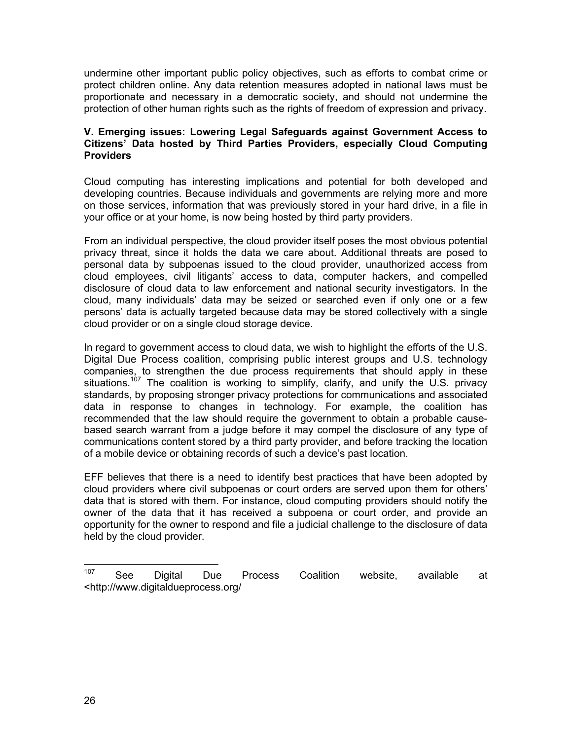undermine other important public policy objectives, such as efforts to combat crime or protect children online. Any data retention measures adopted in national laws must be proportionate and necessary in a democratic society, and should not undermine the protection of other human rights such as the rights of freedom of expression and privacy.

### V. Emerging issues: Lowering Legal Safeguards against Government Access to Citizens' Data hosted by Third Parties Providers, especially Cloud Computing Providers

Cloud computing has interesting implications and potential for both developed and developing countries. Because individuals and governments are relying more and more on those services, information that was previously stored in your hard drive, in a file in your office or at your home, is now being hosted by third party providers.

From an individual perspective, the cloud provider itself poses the most obvious potential privacy threat, since it holds the data we care about. Additional threats are posed to personal data by subpoenas issued to the cloud provider, unauthorized access from cloud employees, civil litigants' access to data, computer hackers, and compelled disclosure of cloud data to law enforcement and national security investigators. In the cloud, many individuals' data may be seized or searched even if only one or a few persons' data is actually targeted because data may be stored collectively with a single cloud provider or on a single cloud storage device.

In regard to government access to cloud data, we wish to highlight the efforts of the U.S. Digital Due Process coalition, comprising public interest groups and U.S. technology companies, to strengthen the due process requirements that should apply in these situations.[107] The coalition is working to simplify, clarify, and unify the U.S. privacy standards, by proposing stronger privacy protections for communications and associated data in response to changes in technology. For example, the coalition has recommended that the law should require the government to obtain a probable cause-based search warrant from a judge before it may compel the disclosure of any type of communications content stored by a third party provider, and before tracking the location of a mobile device or obtaining records of such a device's past location.

EFF believes that there is a need to identify best practices that have been adopted by cloud providers where civil subpoenas or court orders are served upon them for others' data that is stored with them. For instance, cloud computing providers should notify the owner of the data that it has received a subpoena or court order, and provide an opportunity for the owner to respond and file a judicial challenge to the disclosure of data held by the cloud provider.

---

[107] See Digital Due Process Coalition website, available at <http://www.digitaldueprocess.org/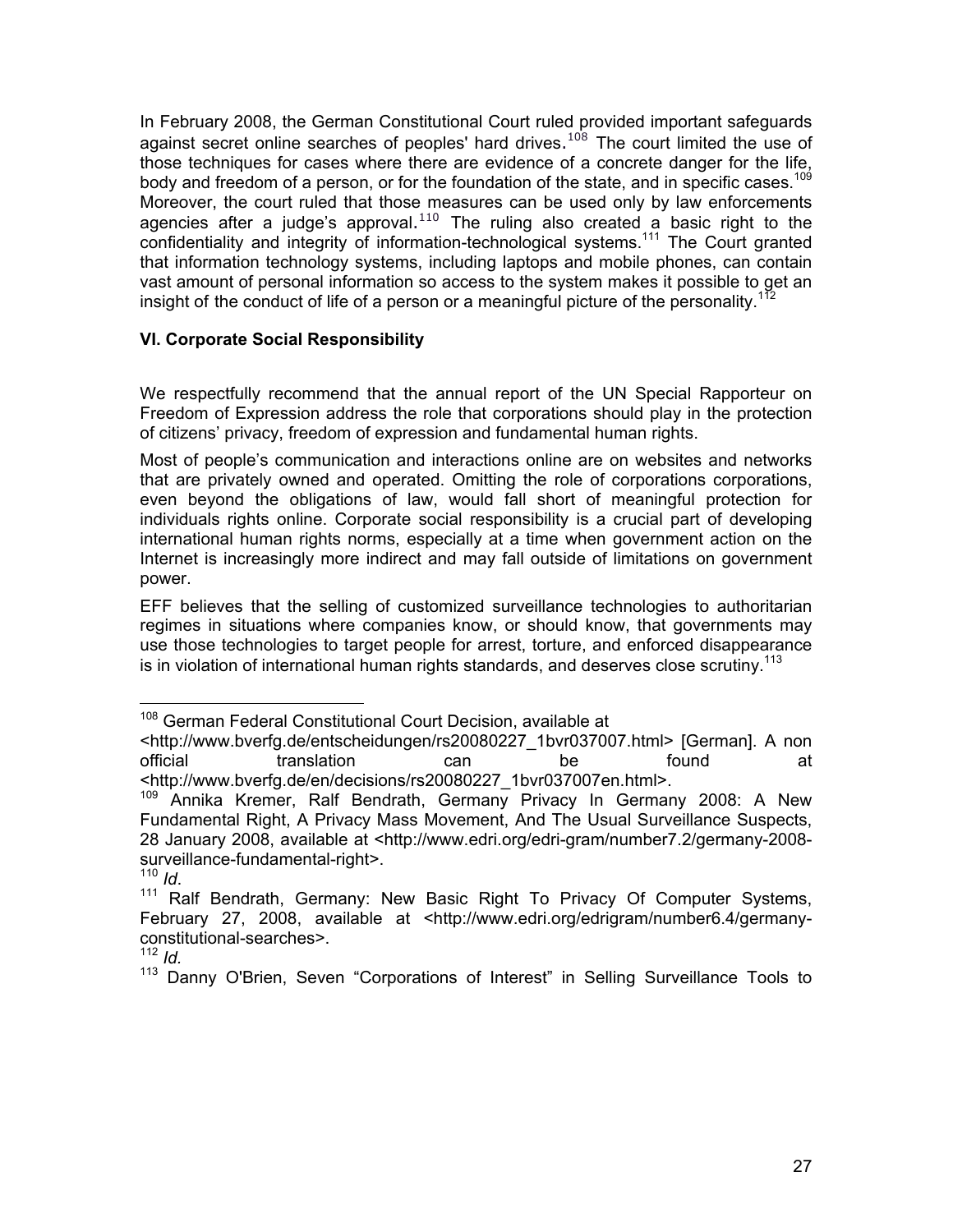In February 2008, the German Constitutional Court ruled provided important safeguards against secret online searches of peoples' hard drives.[108] The court limited the use of those techniques for cases where there are evidence of a concrete danger for the life, body and freedom of a person, or for the foundation of the state, and in specific cases.[109] Moreover, the court ruled that those measures can be used only by law enforcements agencies after a judge's approval.[110] The ruling also created a basic right to the confidentiality and integrity of information-technological systems.[111] The Court granted that information technology systems, including laptops and mobile phones, can contain vast amount of personal information so access to the system makes it possible to get an insight of the conduct of life of a person or a meaningful picture of the personality.[112]

### VI. Corporate Social Responsibility

We respectfully recommend that the annual report of the UN Special Rapporteur on Freedom of Expression address the role that corporations should play in the protection of citizens' privacy, freedom of expression and fundamental human rights.

Most of people's communication and interactions online are on websites and networks that are privately owned and operated. Omitting the role of corporations corporations, even beyond the obligations of law, would fall short of meaningful protection for individuals rights online. Corporate social responsibility is a crucial part of developing international human rights norms, especially at a time when government action on the Internet is increasingly more indirect and may fall outside of limitations on government power.

EFF believes that the selling of customized surveillance technologies to authoritarian regimes in situations where companies know, or should know, that governments may use those technologies to target people for arrest, torture, and enforced disappearance is in violation of international human rights standards, and deserves close scrutiny.[113]

---

[108] German Federal Constitutional Court Decision, available at <http://www.bverfg.de/entscheidungen/rs20080227_1bvr037007.html> [German]. A non official translation can be found at <http://www.bverfg.de/en/decisions/rs20080227_1bvr037007en.html>.

[109] Annika Kremer, Ralf Bendrath, Germany Privacy In Germany 2008: A New Fundamental Right, A Privacy Mass Movement, And The Usual Surveillance Suspects, 28 January 2008, available at <http://www.edri.org/edri-gram/number7.2/germany-2008-surveillance-fundamental-right>.

[110] *Id*.

[111] Ralf Bendrath, Germany: New Basic Right To Privacy Of Computer Systems, February 27, 2008, available at <http://www.edri.org/edrigram/number6.4/germany-constitutional-searches>.

[112] *Id.*

[113] Danny O'Brien, Seven "Corporations of Interest" in Selling Surveillance Tools to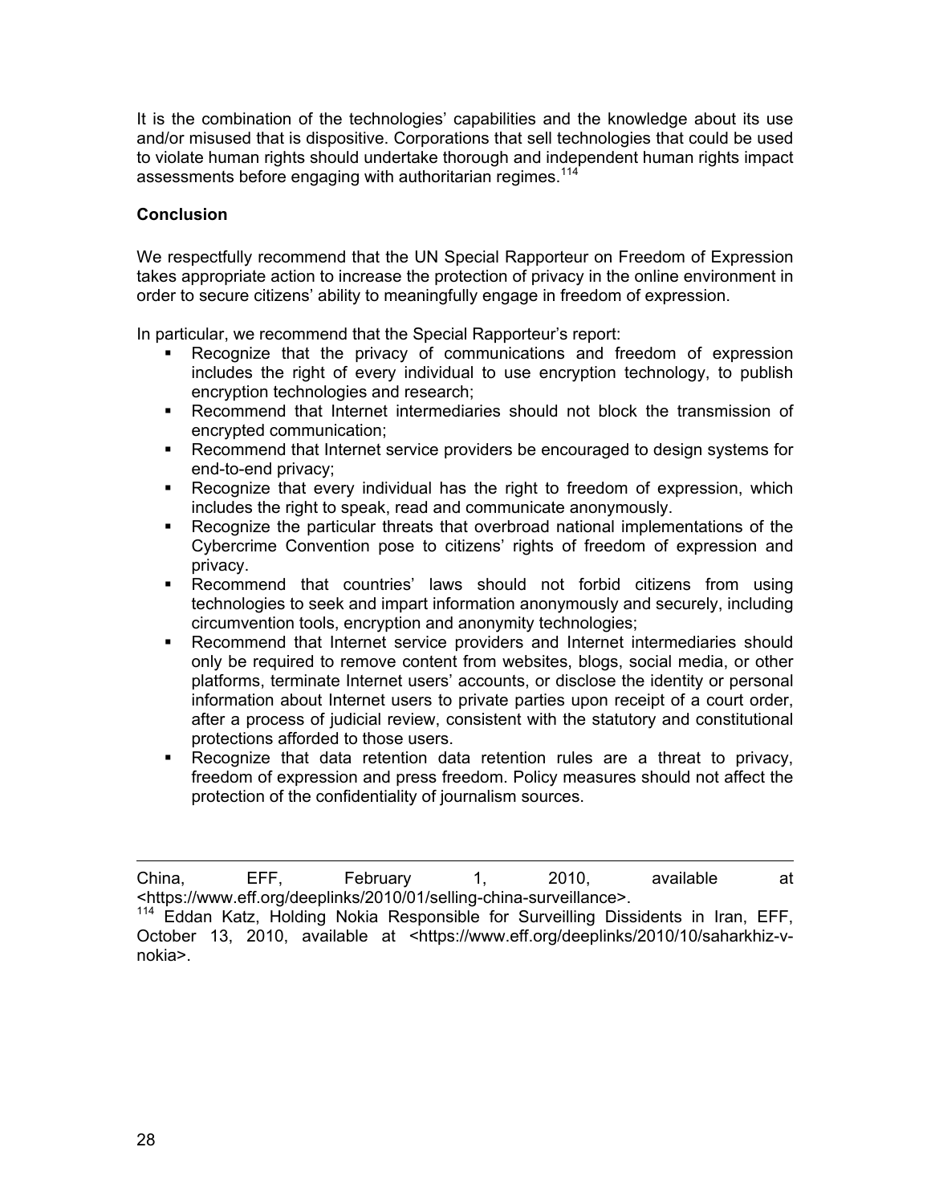It is the combination of the technologies' capabilities and the knowledge about its use and/or misused that is dispositive. Corporations that sell technologies that could be used to violate human rights should undertake thorough and independent human rights impact assessments before engaging with authoritarian regimes.[114]

**Conclusion**

We respectfully recommend that the UN Special Rapporteur on Freedom of Expression takes appropriate action to increase the protection of privacy in the online environment in order to secure citizens' ability to meaningfully engage in freedom of expression.

In particular, we recommend that the Special Rapporteur's report:

- Recognize that the privacy of communications and freedom of expression includes the right of every individual to use encryption technology, to publish encryption technologies and research;
- Recommend that Internet intermediaries should not block the transmission of encrypted communication;
- Recommend that Internet service providers be encouraged to design systems for end-to-end privacy;
- Recognize that every individual has the right to freedom of expression, which includes the right to speak, read and communicate anonymously.
- Recognize the particular threats that overbroad national implementations of the Cybercrime Convention pose to citizens' rights of freedom of expression and privacy.
- Recommend that countries' laws should not forbid citizens from using technologies to seek and impart information anonymously and securely, including circumvention tools, encryption and anonymity technologies;
- Recommend that Internet service providers and Internet intermediaries should only be required to remove content from websites, blogs, social media, or other platforms, terminate Internet users' accounts, or disclose the identity or personal information about Internet users to private parties upon receipt of a court order, after a process of judicial review, consistent with the statutory and constitutional protections afforded to those users.
- Recognize that data retention data retention rules are a threat to privacy, freedom of expression and press freedom. Policy measures should not affect the protection of the confidentiality of journalism sources.

---

China, EFF, February 1, 2010, available at <https://www.eff.org/deeplinks/2010/01/selling-china-surveillance>.

[114] Eddan Katz, Holding Nokia Responsible for Surveilling Dissidents in Iran, EFF, October 13, 2010, available at <https://www.eff.org/deeplinks/2010/10/saharkhiz-v-nokia>.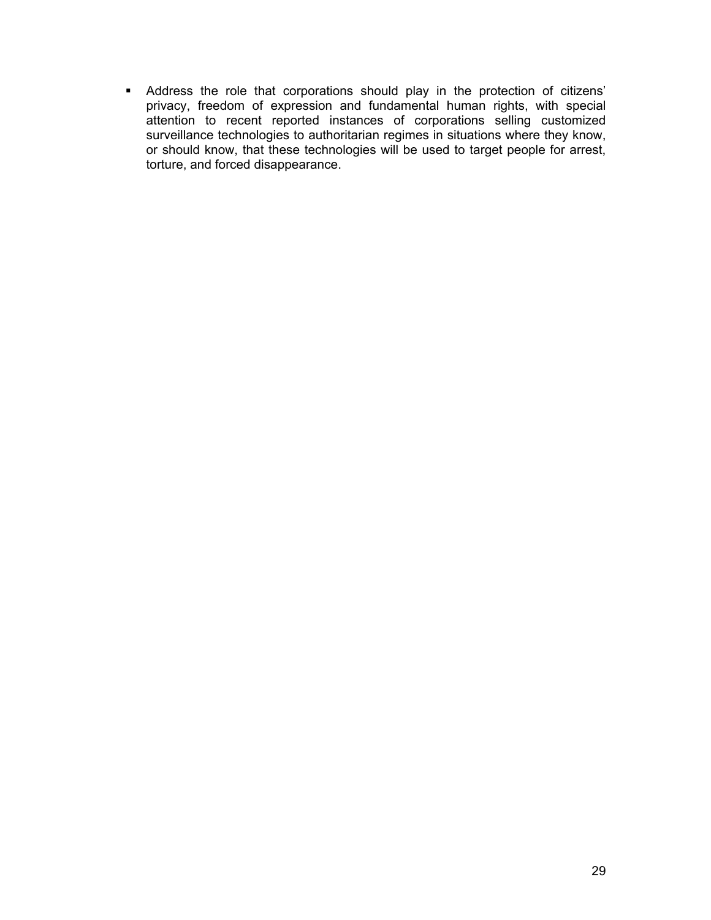- Address the role that corporations should play in the protection of citizens' privacy, freedom of expression and fundamental human rights, with special attention to recent reported instances of corporations selling customized surveillance technologies to authoritarian regimes in situations where they know, or should know, that these technologies will be used to target people for arrest, torture, and forced disappearance.